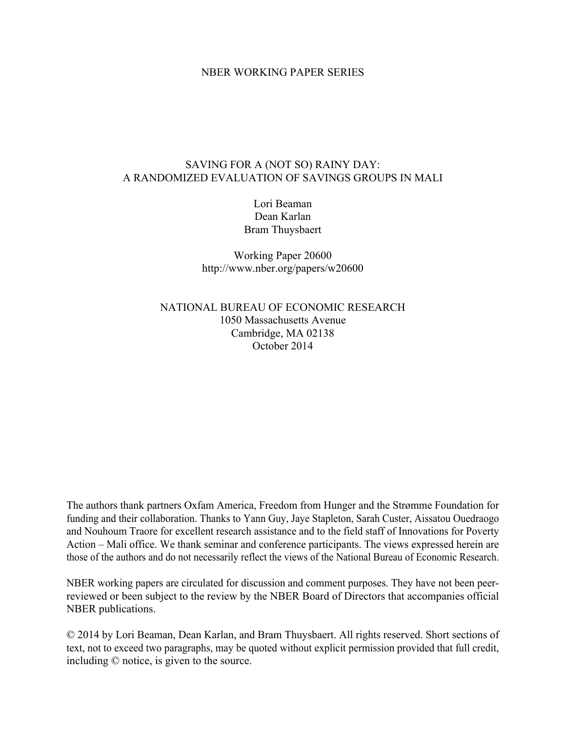NBER WORKING PAPER SERIES

# SAVING FOR A (NOT SO) RAINY DAY:
# A RANDOMIZED EVALUATION OF SAVINGS GROUPS IN MALI

Lori Beaman
Dean Karlan
Bram Thuysbaert

Working Paper 20600
http://www.nber.org/papers/w20600

NATIONAL BUREAU OF ECONOMIC RESEARCH
1050 Massachusetts Avenue
Cambridge, MA 02138
October 2014

The authors thank partners Oxfam America, Freedom from Hunger and the Strømme Foundation for funding and their collaboration. Thanks to Yann Guy, Jaye Stapleton, Sarah Custer, Aissatou Ouedraogo and Nouhoum Traore for excellent research assistance and to the field staff of Innovations for Poverty Action – Mali office. We thank seminar and conference participants. The views expressed herein are those of the authors and do not necessarily reflect the views of the National Bureau of Economic Research.

NBER working papers are circulated for discussion and comment purposes. They have not been peer-reviewed or been subject to the review by the NBER Board of Directors that accompanies official NBER publications.

© 2014 by Lori Beaman, Dean Karlan, and Bram Thuysbaert. All rights reserved. Short sections of text, not to exceed two paragraphs, may be quoted without explicit permission provided that full credit, including © notice, is given to the source.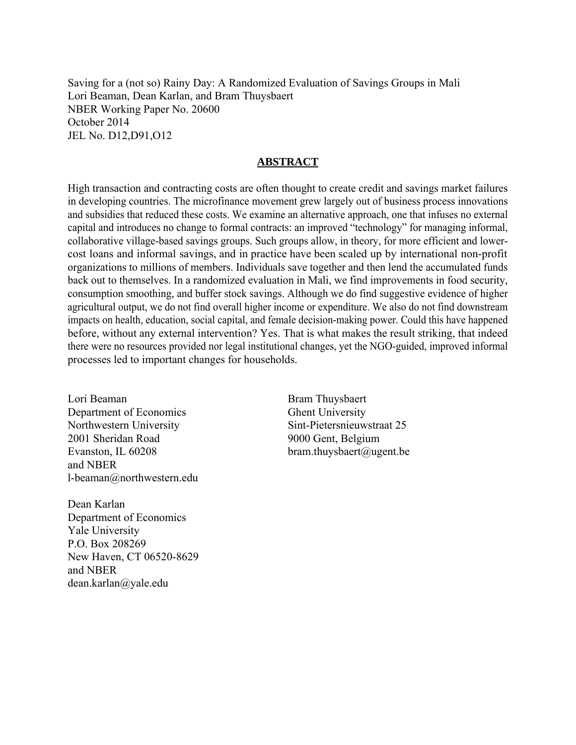Saving for a (not so) Rainy Day: A Randomized Evaluation of Savings Groups in Mali
Lori Beaman, Dean Karlan, and Bram Thuysbaert
NBER Working Paper No. 20600
October 2014
JEL No. D12,D91,O12

## ABSTRACT

High transaction and contracting costs are often thought to create credit and savings market failures in developing countries. The microfinance movement grew largely out of business process innovations and subsidies that reduced these costs. We examine an alternative approach, one that infuses no external capital and introduces no change to formal contracts: an improved "technology" for managing informal, collaborative village-based savings groups. Such groups allow, in theory, for more efficient and lower-cost loans and informal savings, and in practice have been scaled up by international non-profit organizations to millions of members. Individuals save together and then lend the accumulated funds back out to themselves. In a randomized evaluation in Mali, we find improvements in food security, consumption smoothing, and buffer stock savings. Although we do find suggestive evidence of higher agricultural output, we do not find overall higher income or expenditure. We also do not find downstream impacts on health, education, social capital, and female decision-making power. Could this have happened before, without any external intervention? Yes. That is what makes the result striking, that indeed there were no resources provided nor legal institutional changes, yet the NGO-guided, improved informal processes led to important changes for households.

Lori Beaman
Department of Economics
Northwestern University
2001 Sheridan Road
Evanston, IL 60208
and NBER
l-beaman@northwestern.edu

Dean Karlan
Department of Economics
Yale University
P.O. Box 208269
New Haven, CT 06520-8629
and NBER
dean.karlan@yale.edu

Bram Thuysbaert
Ghent University
Sint-Pietersnieuwstraat 25
9000 Gent, Belgium
bram.thuysbaert@ugent.be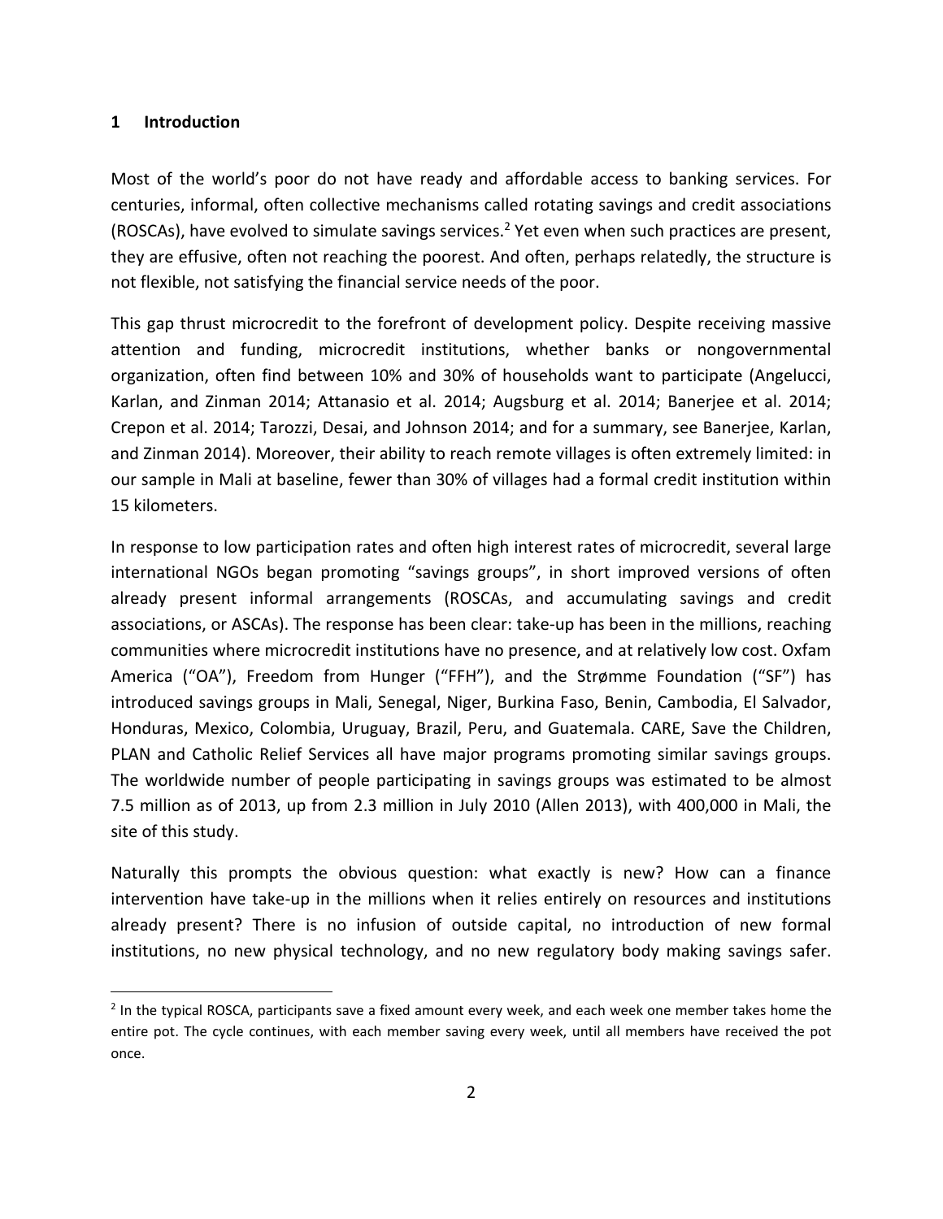## 1 Introduction

Most of the world's poor do not have ready and affordable access to banking services. For centuries, informal, often collective mechanisms called rotating savings and credit associations (ROSCAs), have evolved to simulate savings services.[2] Yet even when such practices are present, they are effusive, often not reaching the poorest. And often, perhaps relatedly, the structure is not flexible, not satisfying the financial service needs of the poor.

This gap thrust microcredit to the forefront of development policy. Despite receiving massive attention and funding, microcredit institutions, whether banks or nongovernmental organization, often find between 10% and 30% of households want to participate (Angelucci, Karlan, and Zinman 2014; Attanasio et al. 2014; Augsburg et al. 2014; Banerjee et al. 2014; Crepon et al. 2014; Tarozzi, Desai, and Johnson 2014; and for a summary, see Banerjee, Karlan, and Zinman 2014). Moreover, their ability to reach remote villages is often extremely limited: in our sample in Mali at baseline, fewer than 30% of villages had a formal credit institution within 15 kilometers.

In response to low participation rates and often high interest rates of microcredit, several large international NGOs began promoting "savings groups", in short improved versions of often already present informal arrangements (ROSCAs, and accumulating savings and credit associations, or ASCAs). The response has been clear: take-up has been in the millions, reaching communities where microcredit institutions have no presence, and at relatively low cost. Oxfam America ("OA"), Freedom from Hunger ("FFH"), and the Strømme Foundation ("SF") has introduced savings groups in Mali, Senegal, Niger, Burkina Faso, Benin, Cambodia, El Salvador, Honduras, Mexico, Colombia, Uruguay, Brazil, Peru, and Guatemala. CARE, Save the Children, PLAN and Catholic Relief Services all have major programs promoting similar savings groups. The worldwide number of people participating in savings groups was estimated to be almost 7.5 million as of 2013, up from 2.3 million in July 2010 (Allen 2013), with 400,000 in Mali, the site of this study.

Naturally this prompts the obvious question: what exactly is new? How can a finance intervention have take-up in the millions when it relies entirely on resources and institutions already present? There is no infusion of outside capital, no introduction of new formal institutions, no new physical technology, and no new regulatory body making savings safer.

[2] In the typical ROSCA, participants save a fixed amount every week, and each week one member takes home the entire pot. The cycle continues, with each member saving every week, until all members have received the pot once.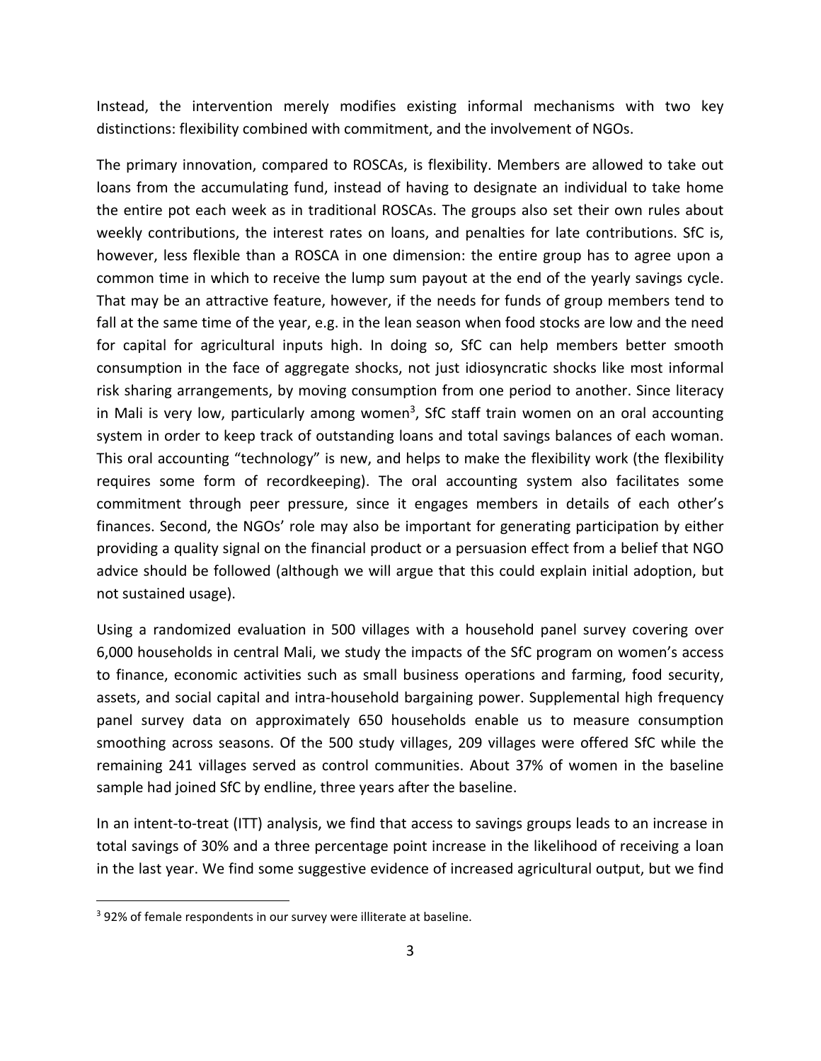Instead, the intervention merely modifies existing informal mechanisms with two key distinctions: flexibility combined with commitment, and the involvement of NGOs.

The primary innovation, compared to ROSCAs, is flexibility. Members are allowed to take out loans from the accumulating fund, instead of having to designate an individual to take home the entire pot each week as in traditional ROSCAs. The groups also set their own rules about weekly contributions, the interest rates on loans, and penalties for late contributions. SfC is, however, less flexible than a ROSCA in one dimension: the entire group has to agree upon a common time in which to receive the lump sum payout at the end of the yearly savings cycle. That may be an attractive feature, however, if the needs for funds of group members tend to fall at the same time of the year, e.g. in the lean season when food stocks are low and the need for capital for agricultural inputs high. In doing so, SfC can help members better smooth consumption in the face of aggregate shocks, not just idiosyncratic shocks like most informal risk sharing arrangements, by moving consumption from one period to another. Since literacy in Mali is very low, particularly among women[3], SfC staff train women on an oral accounting system in order to keep track of outstanding loans and total savings balances of each woman. This oral accounting "technology" is new, and helps to make the flexibility work (the flexibility requires some form of recordkeeping). The oral accounting system also facilitates some commitment through peer pressure, since it engages members in details of each other's finances. Second, the NGOs' role may also be important for generating participation by either providing a quality signal on the financial product or a persuasion effect from a belief that NGO advice should be followed (although we will argue that this could explain initial adoption, but not sustained usage).

Using a randomized evaluation in 500 villages with a household panel survey covering over 6,000 households in central Mali, we study the impacts of the SfC program on women's access to finance, economic activities such as small business operations and farming, food security, assets, and social capital and intra-household bargaining power. Supplemental high frequency panel survey data on approximately 650 households enable us to measure consumption smoothing across seasons. Of the 500 study villages, 209 villages were offered SfC while the remaining 241 villages served as control communities. About 37% of women in the baseline sample had joined SfC by endline, three years after the baseline.

In an intent-to-treat (ITT) analysis, we find that access to savings groups leads to an increase in total savings of 30% and a three percentage point increase in the likelihood of receiving a loan in the last year. We find some suggestive evidence of increased agricultural output, but we find

[3] 92% of female respondents in our survey were illiterate at baseline.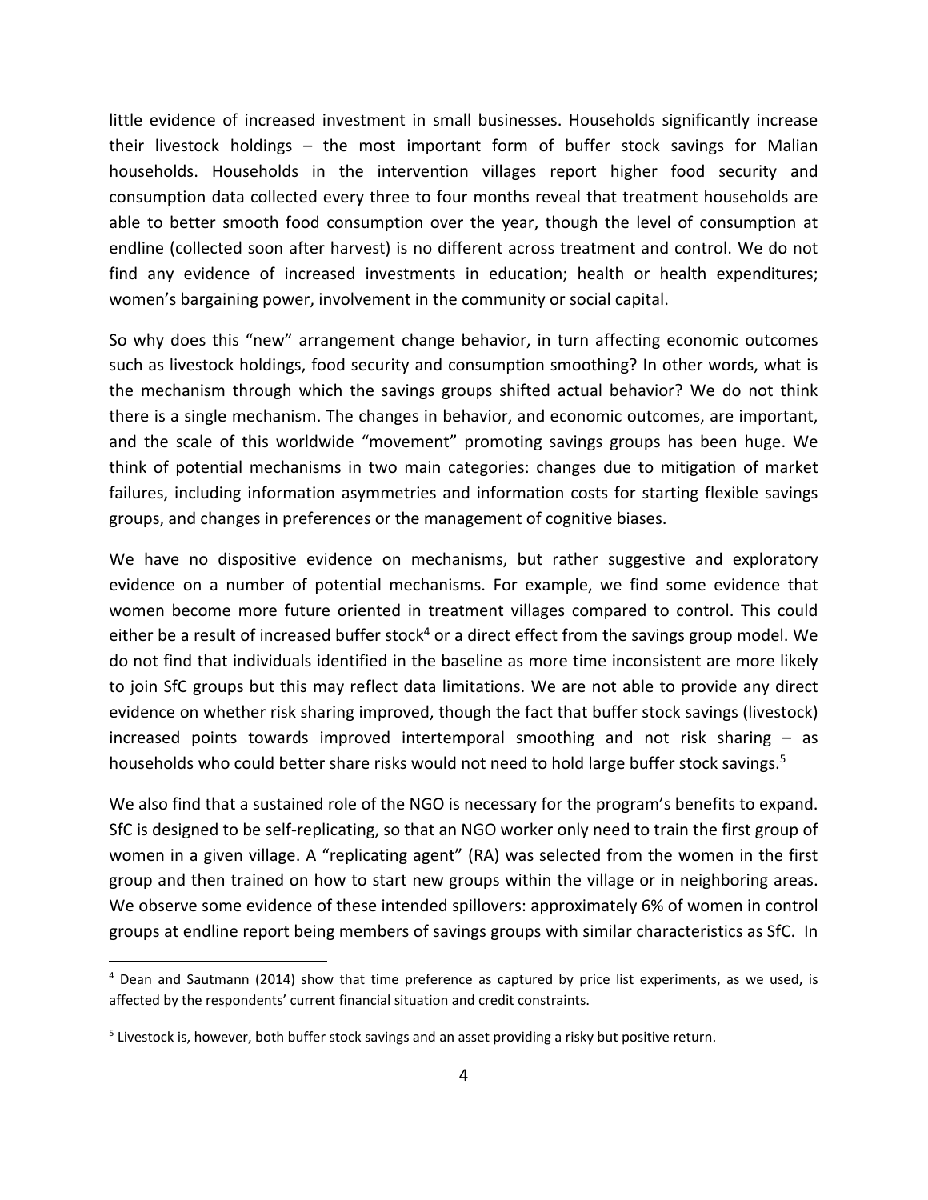little evidence of increased investment in small businesses. Households significantly increase their livestock holdings – the most important form of buffer stock savings for Malian households. Households in the intervention villages report higher food security and consumption data collected every three to four months reveal that treatment households are able to better smooth food consumption over the year, though the level of consumption at endline (collected soon after harvest) is no different across treatment and control. We do not find any evidence of increased investments in education; health or health expenditures; women's bargaining power, involvement in the community or social capital.

So why does this "new" arrangement change behavior, in turn affecting economic outcomes such as livestock holdings, food security and consumption smoothing? In other words, what is the mechanism through which the savings groups shifted actual behavior? We do not think there is a single mechanism. The changes in behavior, and economic outcomes, are important, and the scale of this worldwide "movement" promoting savings groups has been huge. We think of potential mechanisms in two main categories: changes due to mitigation of market failures, including information asymmetries and information costs for starting flexible savings groups, and changes in preferences or the management of cognitive biases.

We have no dispositive evidence on mechanisms, but rather suggestive and exploratory evidence on a number of potential mechanisms. For example, we find some evidence that women become more future oriented in treatment villages compared to control. This could either be a result of increased buffer stock[4] or a direct effect from the savings group model. We do not find that individuals identified in the baseline as more time inconsistent are more likely to join SfC groups but this may reflect data limitations. We are not able to provide any direct evidence on whether risk sharing improved, though the fact that buffer stock savings (livestock) increased points towards improved intertemporal smoothing and not risk sharing – as households who could better share risks would not need to hold large buffer stock savings.[5]

We also find that a sustained role of the NGO is necessary for the program's benefits to expand. SfC is designed to be self-replicating, so that an NGO worker only need to train the first group of women in a given village. A "replicating agent" (RA) was selected from the women in the first group and then trained on how to start new groups within the village or in neighboring areas. We observe some evidence of these intended spillovers: approximately 6% of women in control groups at endline report being members of savings groups with similar characteristics as SfC. In

[4] Dean and Sautmann (2014) show that time preference as captured by price list experiments, as we used, is affected by the respondents' current financial situation and credit constraints.

[5] Livestock is, however, both buffer stock savings and an asset providing a risky but positive return.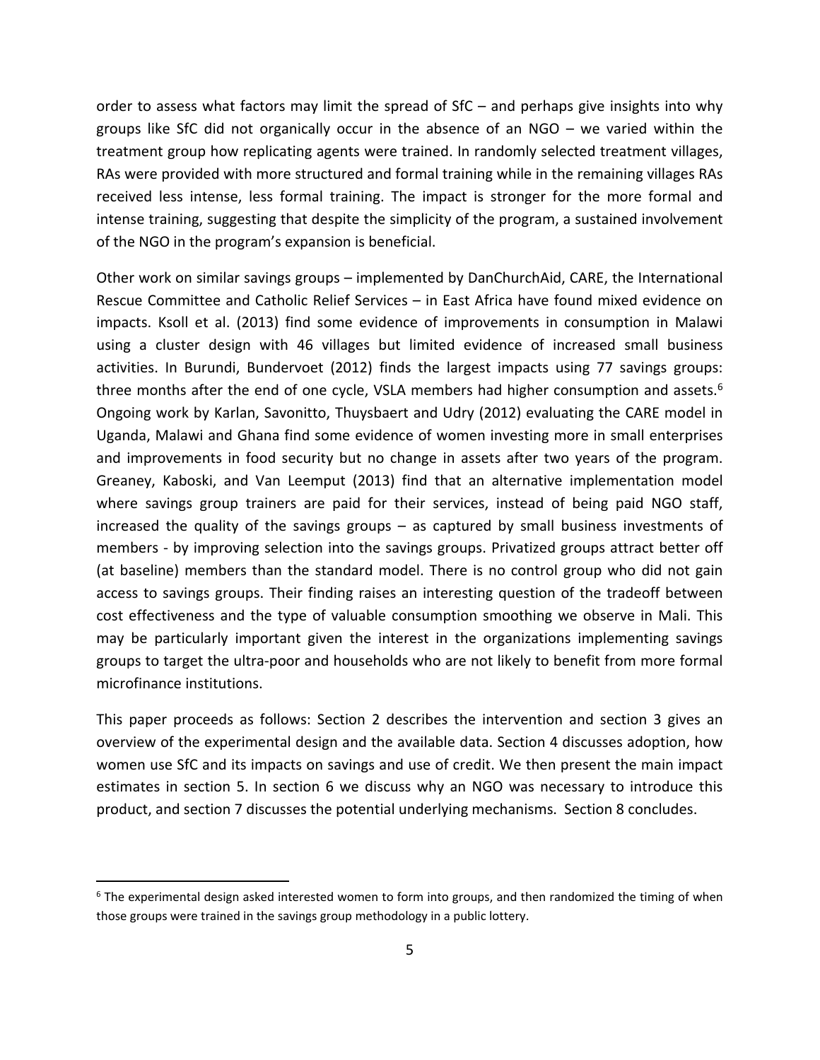order to assess what factors may limit the spread of SfC – and perhaps give insights into why groups like SfC did not organically occur in the absence of an NGO – we varied within the treatment group how replicating agents were trained. In randomly selected treatment villages, RAs were provided with more structured and formal training while in the remaining villages RAs received less intense, less formal training. The impact is stronger for the more formal and intense training, suggesting that despite the simplicity of the program, a sustained involvement of the NGO in the program's expansion is beneficial.

Other work on similar savings groups – implemented by DanChurchAid, CARE, the International Rescue Committee and Catholic Relief Services – in East Africa have found mixed evidence on impacts. Ksoll et al. (2013) find some evidence of improvements in consumption in Malawi using a cluster design with 46 villages but limited evidence of increased small business activities. In Burundi, Bundervoet (2012) finds the largest impacts using 77 savings groups: three months after the end of one cycle, VSLA members had higher consumption and assets.[6] Ongoing work by Karlan, Savonitto, Thuysbaert and Udry (2012) evaluating the CARE model in Uganda, Malawi and Ghana find some evidence of women investing more in small enterprises and improvements in food security but no change in assets after two years of the program. Greaney, Kaboski, and Van Leemput (2013) find that an alternative implementation model where savings group trainers are paid for their services, instead of being paid NGO staff, increased the quality of the savings groups – as captured by small business investments of members - by improving selection into the savings groups. Privatized groups attract better off (at baseline) members than the standard model. There is no control group who did not gain access to savings groups. Their finding raises an interesting question of the tradeoff between cost effectiveness and the type of valuable consumption smoothing we observe in Mali. This may be particularly important given the interest in the organizations implementing savings groups to target the ultra-poor and households who are not likely to benefit from more formal microfinance institutions.

This paper proceeds as follows: Section 2 describes the intervention and section 3 gives an overview of the experimental design and the available data. Section 4 discusses adoption, how women use SfC and its impacts on savings and use of credit. We then present the main impact estimates in section 5. In section 6 we discuss why an NGO was necessary to introduce this product, and section 7 discusses the potential underlying mechanisms. Section 8 concludes.

[6] The experimental design asked interested women to form into groups, and then randomized the timing of when those groups were trained in the savings group methodology in a public lottery.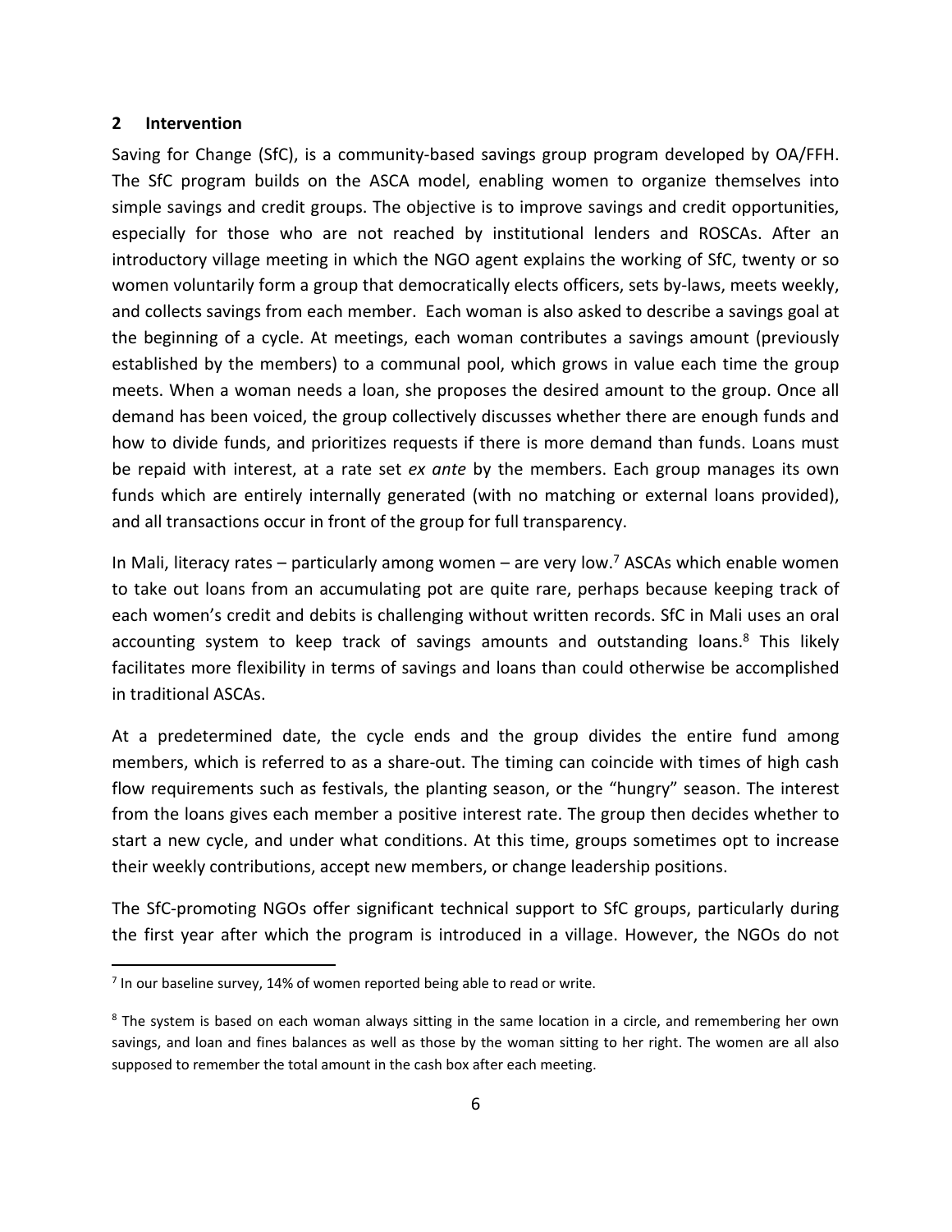## 2 Intervention

Saving for Change (SfC), is a community-based savings group program developed by OA/FFH. The SfC program builds on the ASCA model, enabling women to organize themselves into simple savings and credit groups. The objective is to improve savings and credit opportunities, especially for those who are not reached by institutional lenders and ROSCAs. After an introductory village meeting in which the NGO agent explains the working of SfC, twenty or so women voluntarily form a group that democratically elects officers, sets by-laws, meets weekly, and collects savings from each member. Each woman is also asked to describe a savings goal at the beginning of a cycle. At meetings, each woman contributes a savings amount (previously established by the members) to a communal pool, which grows in value each time the group meets. When a woman needs a loan, she proposes the desired amount to the group. Once all demand has been voiced, the group collectively discusses whether there are enough funds and how to divide funds, and prioritizes requests if there is more demand than funds. Loans must be repaid with interest, at a rate set *ex ante* by the members. Each group manages its own funds which are entirely internally generated (with no matching or external loans provided), and all transactions occur in front of the group for full transparency.

In Mali, literacy rates – particularly among women – are very low.[7] ASCAs which enable women to take out loans from an accumulating pot are quite rare, perhaps because keeping track of each women's credit and debits is challenging without written records. SfC in Mali uses an oral accounting system to keep track of savings amounts and outstanding loans.[8] This likely facilitates more flexibility in terms of savings and loans than could otherwise be accomplished in traditional ASCAs.

At a predetermined date, the cycle ends and the group divides the entire fund among members, which is referred to as a share-out. The timing can coincide with times of high cash flow requirements such as festivals, the planting season, or the "hungry" season. The interest from the loans gives each member a positive interest rate. The group then decides whether to start a new cycle, and under what conditions. At this time, groups sometimes opt to increase their weekly contributions, accept new members, or change leadership positions.

The SfC-promoting NGOs offer significant technical support to SfC groups, particularly during the first year after which the program is introduced in a village. However, the NGOs do not

---

[7] In our baseline survey, 14% of women reported being able to read or write.

[8] The system is based on each woman always sitting in the same location in a circle, and remembering her own savings, and loan and fines balances as well as those by the woman sitting to her right. The women are all also supposed to remember the total amount in the cash box after each meeting.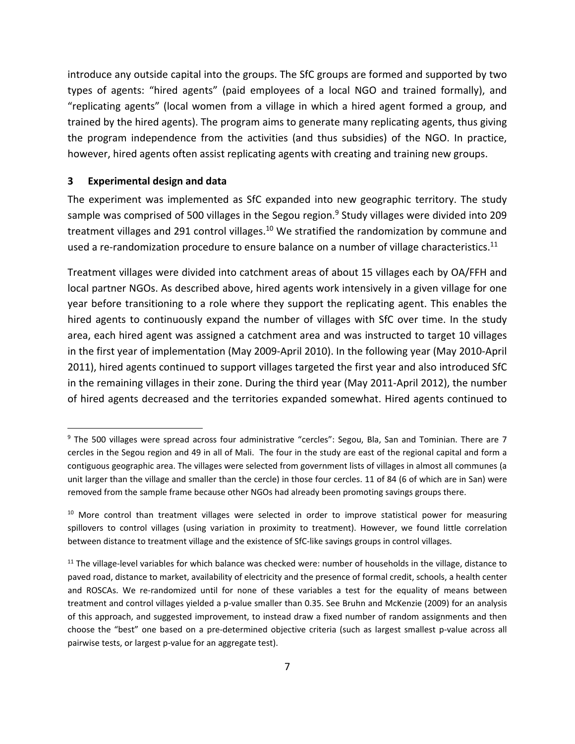introduce any outside capital into the groups. The SfC groups are formed and supported by two types of agents: "hired agents" (paid employees of a local NGO and trained formally), and "replicating agents" (local women from a village in which a hired agent formed a group, and trained by the hired agents). The program aims to generate many replicating agents, thus giving the program independence from the activities (and thus subsidies) of the NGO. In practice, however, hired agents often assist replicating agents with creating and training new groups.

## 3 Experimental design and data

The experiment was implemented as SfC expanded into new geographic territory. The study sample was comprised of 500 villages in the Segou region.[9] Study villages were divided into 209 treatment villages and 291 control villages.[10] We stratified the randomization by commune and used a re-randomization procedure to ensure balance on a number of village characteristics.[11]

Treatment villages were divided into catchment areas of about 15 villages each by OA/FFH and local partner NGOs. As described above, hired agents work intensively in a given village for one year before transitioning to a role where they support the replicating agent. This enables the hired agents to continuously expand the number of villages with SfC over time. In the study area, each hired agent was assigned a catchment area and was instructed to target 10 villages in the first year of implementation (May 2009-April 2010). In the following year (May 2010-April 2011), hired agents continued to support villages targeted the first year and also introduced SfC in the remaining villages in their zone. During the third year (May 2011-April 2012), the number of hired agents decreased and the territories expanded somewhat. Hired agents continued to

---

[9] The 500 villages were spread across four administrative "cercles": Segou, Bla, San and Tominian. There are 7 cercles in the Segou region and 49 in all of Mali. The four in the study are east of the regional capital and form a contiguous geographic area. The villages were selected from government lists of villages in almost all communes (a unit larger than the village and smaller than the cercle) in those four cercles. 11 of 84 (6 of which are in San) were removed from the sample frame because other NGOs had already been promoting savings groups there.

[10] More control than treatment villages were selected in order to improve statistical power for measuring spillovers to control villages (using variation in proximity to treatment). However, we found little correlation between distance to treatment village and the existence of SfC-like savings groups in control villages.

[11] The village-level variables for which balance was checked were: number of households in the village, distance to paved road, distance to market, availability of electricity and the presence of formal credit, schools, a health center and ROSCAs. We re-randomized until for none of these variables a test for the equality of means between treatment and control villages yielded a p-value smaller than 0.35. See Bruhn and McKenzie (2009) for an analysis of this approach, and suggested improvement, to instead draw a fixed number of random assignments and then choose the "best" one based on a pre-determined objective criteria (such as largest smallest p-value across all pairwise tests, or largest p-value for an aggregate test).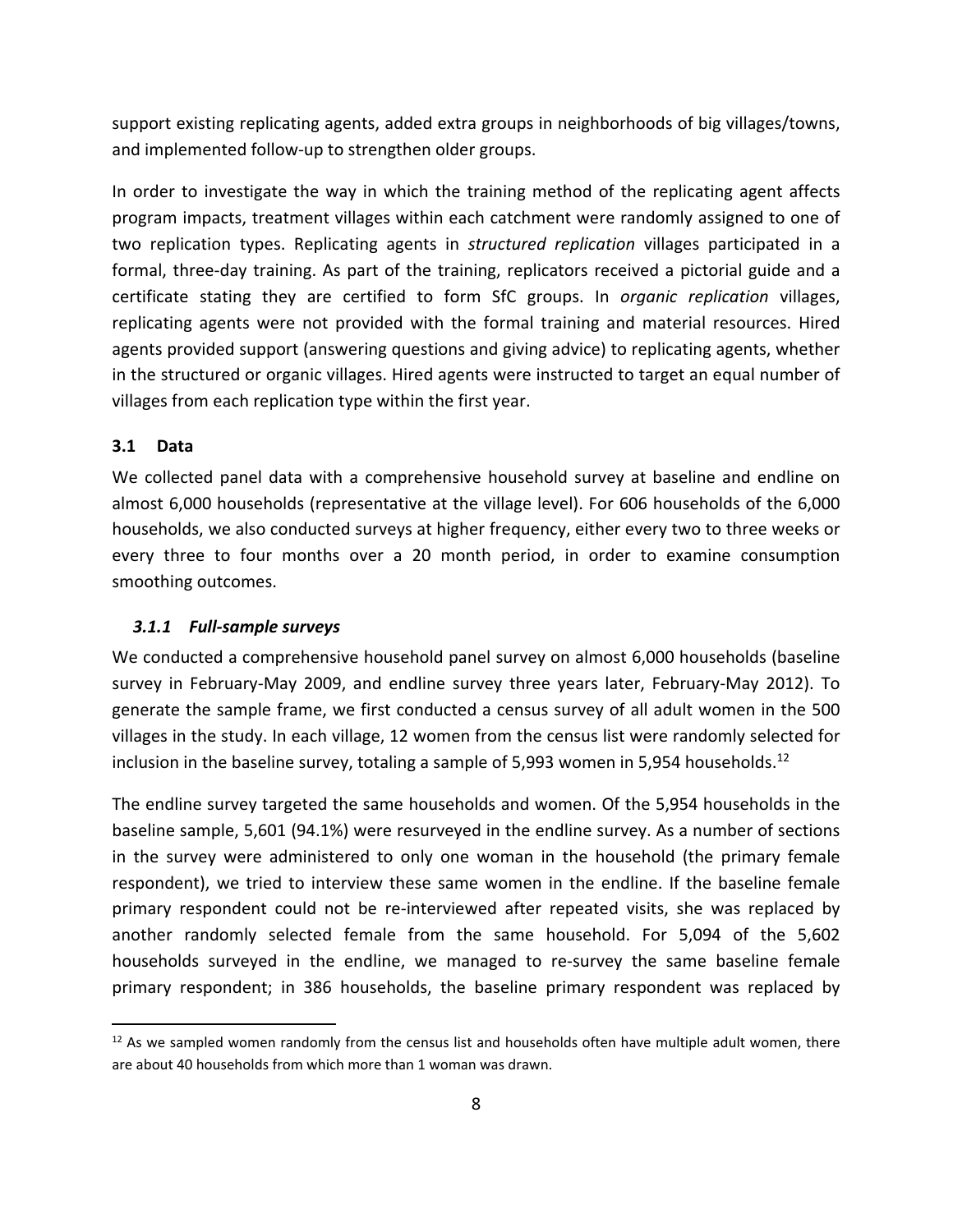support existing replicating agents, added extra groups in neighborhoods of big villages/towns, and implemented follow-up to strengthen older groups.

In order to investigate the way in which the training method of the replicating agent affects program impacts, treatment villages within each catchment were randomly assigned to one of two replication types. Replicating agents in *structured replication* villages participated in a formal, three-day training. As part of the training, replicators received a pictorial guide and a certificate stating they are certified to form SfC groups. In *organic replication* villages, replicating agents were not provided with the formal training and material resources. Hired agents provided support (answering questions and giving advice) to replicating agents, whether in the structured or organic villages. Hired agents were instructed to target an equal number of villages from each replication type within the first year.

### 3.1 Data

We collected panel data with a comprehensive household survey at baseline and endline on almost 6,000 households (representative at the village level). For 606 households of the 6,000 households, we also conducted surveys at higher frequency, either every two to three weeks or every three to four months over a 20 month period, in order to examine consumption smoothing outcomes.

#### *3.1.1 Full-sample surveys*

We conducted a comprehensive household panel survey on almost 6,000 households (baseline survey in February-May 2009, and endline survey three years later, February-May 2012). To generate the sample frame, we first conducted a census survey of all adult women in the 500 villages in the study. In each village, 12 women from the census list were randomly selected for inclusion in the baseline survey, totaling a sample of 5,993 women in 5,954 households.[12]

The endline survey targeted the same households and women. Of the 5,954 households in the baseline sample, 5,601 (94.1%) were resurveyed in the endline survey. As a number of sections in the survey were administered to only one woman in the household (the primary female respondent), we tried to interview these same women in the endline. If the baseline female primary respondent could not be re-interviewed after repeated visits, she was replaced by another randomly selected female from the same household. For 5,094 of the 5,602 households surveyed in the endline, we managed to re-survey the same baseline female primary respondent; in 386 households, the baseline primary respondent was replaced by

[12] As we sampled women randomly from the census list and households often have multiple adult women, there are about 40 households from which more than 1 woman was drawn.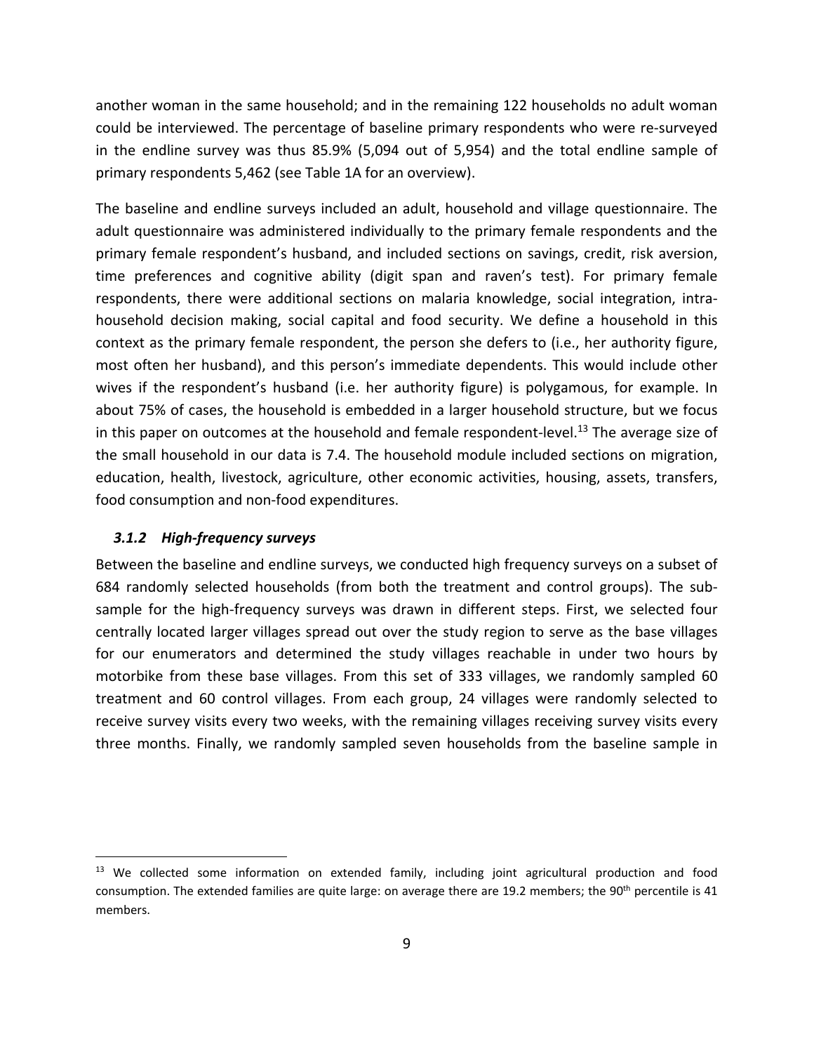another woman in the same household; and in the remaining 122 households no adult woman could be interviewed. The percentage of baseline primary respondents who were re-surveyed in the endline survey was thus 85.9% (5,094 out of 5,954) and the total endline sample of primary respondents 5,462 (see Table 1A for an overview).

The baseline and endline surveys included an adult, household and village questionnaire. The adult questionnaire was administered individually to the primary female respondents and the primary female respondent's husband, and included sections on savings, credit, risk aversion, time preferences and cognitive ability (digit span and raven's test). For primary female respondents, there were additional sections on malaria knowledge, social integration, intra-household decision making, social capital and food security. We define a household in this context as the primary female respondent, the person she defers to (i.e., her authority figure, most often her husband), and this person's immediate dependents. This would include other wives if the respondent's husband (i.e. her authority figure) is polygamous, for example. In about 75% of cases, the household is embedded in a larger household structure, but we focus in this paper on outcomes at the household and female respondent-level.[13] The average size of the small household in our data is 7.4. The household module included sections on migration, education, health, livestock, agriculture, other economic activities, housing, assets, transfers, food consumption and non-food expenditures.

### *3.1.2 High-frequency surveys*

Between the baseline and endline surveys, we conducted high frequency surveys on a subset of 684 randomly selected households (from both the treatment and control groups). The sub-sample for the high-frequency surveys was drawn in different steps. First, we selected four centrally located larger villages spread out over the study region to serve as the base villages for our enumerators and determined the study villages reachable in under two hours by motorbike from these base villages. From this set of 333 villages, we randomly sampled 60 treatment and 60 control villages. From each group, 24 villages were randomly selected to receive survey visits every two weeks, with the remaining villages receiving survey visits every three months. Finally, we randomly sampled seven households from the baseline sample in

---

[13] We collected some information on extended family, including joint agricultural production and food consumption. The extended families are quite large: on average there are 19.2 members; the 90th percentile is 41 members.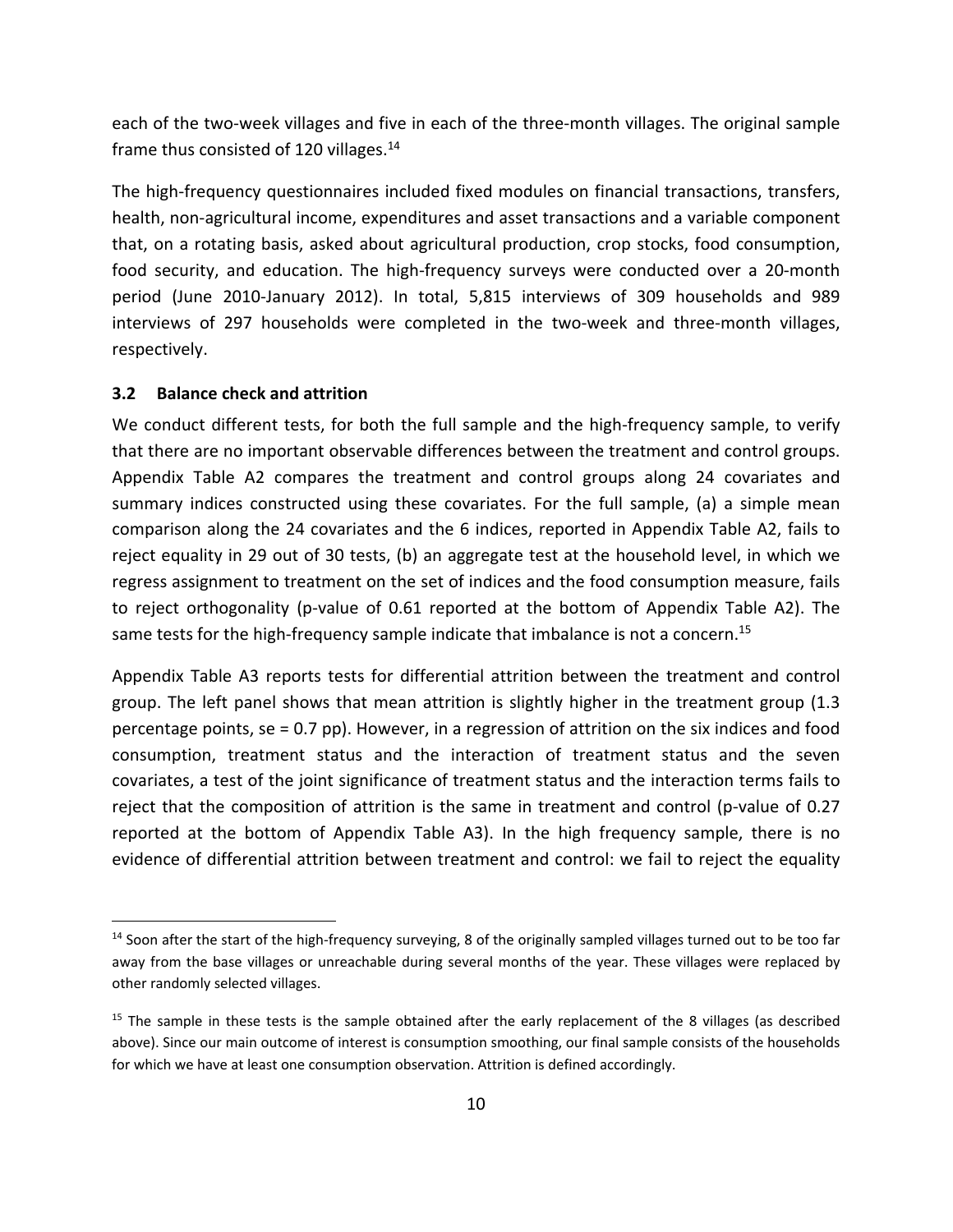each of the two-week villages and five in each of the three-month villages. The original sample frame thus consisted of 120 villages.[14]

The high-frequency questionnaires included fixed modules on financial transactions, transfers, health, non-agricultural income, expenditures and asset transactions and a variable component that, on a rotating basis, asked about agricultural production, crop stocks, food consumption, food security, and education. The high-frequency surveys were conducted over a 20-month period (June 2010-January 2012). In total, 5,815 interviews of 309 households and 989 interviews of 297 households were completed in the two-week and three-month villages, respectively.

### 3.2 Balance check and attrition

We conduct different tests, for both the full sample and the high-frequency sample, to verify that there are no important observable differences between the treatment and control groups. Appendix Table A2 compares the treatment and control groups along 24 covariates and summary indices constructed using these covariates. For the full sample, (a) a simple mean comparison along the 24 covariates and the 6 indices, reported in Appendix Table A2, fails to reject equality in 29 out of 30 tests, (b) an aggregate test at the household level, in which we regress assignment to treatment on the set of indices and the food consumption measure, fails to reject orthogonality (p-value of 0.61 reported at the bottom of Appendix Table A2). The same tests for the high-frequency sample indicate that imbalance is not a concern.[15]

Appendix Table A3 reports tests for differential attrition between the treatment and control group. The left panel shows that mean attrition is slightly higher in the treatment group (1.3 percentage points, se = 0.7 pp). However, in a regression of attrition on the six indices and food consumption, treatment status and the interaction of treatment status and the seven covariates, a test of the joint significance of treatment status and the interaction terms fails to reject that the composition of attrition is the same in treatment and control (p-value of 0.27 reported at the bottom of Appendix Table A3). In the high frequency sample, there is no evidence of differential attrition between treatment and control: we fail to reject the equality

---

[14] Soon after the start of the high-frequency surveying, 8 of the originally sampled villages turned out to be too far away from the base villages or unreachable during several months of the year. These villages were replaced by other randomly selected villages.

[15] The sample in these tests is the sample obtained after the early replacement of the 8 villages (as described above). Since our main outcome of interest is consumption smoothing, our final sample consists of the households for which we have at least one consumption observation. Attrition is defined accordingly.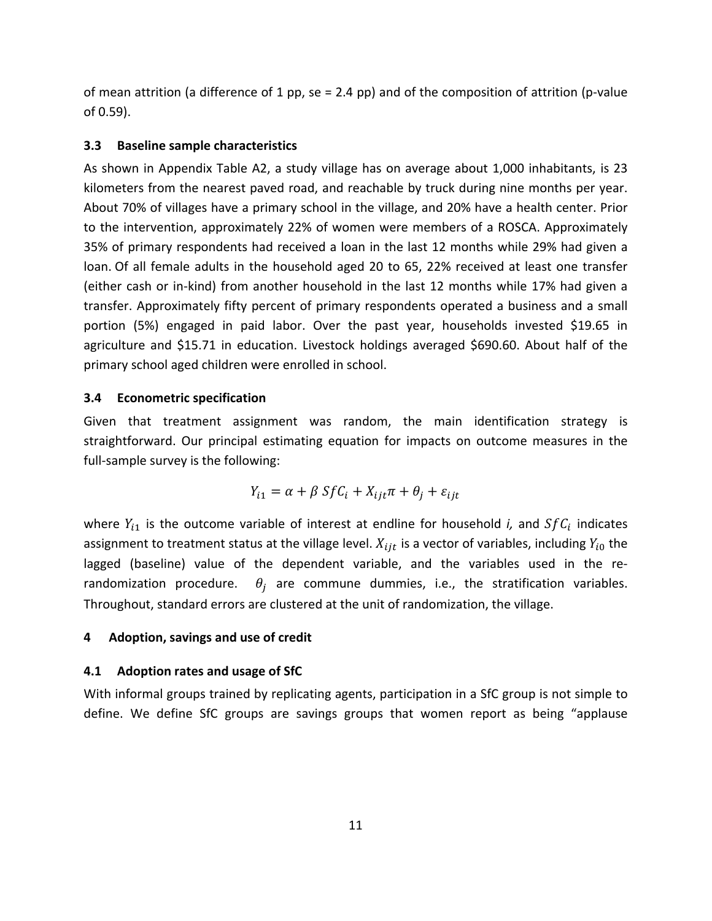of mean attrition (a difference of 1 pp, se = 2.4 pp) and of the composition of attrition (p-value of 0.59).

### 3.3 Baseline sample characteristics

As shown in Appendix Table A2, a study village has on average about 1,000 inhabitants, is 23 kilometers from the nearest paved road, and reachable by truck during nine months per year. About 70% of villages have a primary school in the village, and 20% have a health center. Prior to the intervention, approximately 22% of women were members of a ROSCA. Approximately 35% of primary respondents had received a loan in the last 12 months while 29% had given a loan. Of all female adults in the household aged 20 to 65, 22% received at least one transfer (either cash or in-kind) from another household in the last 12 months while 17% had given a transfer. Approximately fifty percent of primary respondents operated a business and a small portion (5%) engaged in paid labor. Over the past year, households invested $19.65 in agriculture and $15.71 in education. Livestock holdings averaged $690.60. About half of the primary school aged children were enrolled in school.

### 3.4 Econometric specification

Given that treatment assignment was random, the main identification strategy is straightforward. Our principal estimating equation for impacts on outcome measures in the full-sample survey is the following:

$$Y_{i1} = \alpha + \beta \, SfC_i + X_{ijt}\pi + \theta_j + \varepsilon_{ijt}$$

where $Y_{i1}$ is the outcome variable of interest at endline for household *i,* and $SfC_i$ indicates assignment to treatment status at the village level. $X_{ijt}$ is a vector of variables, including $Y_{i0}$ the lagged (baseline) value of the dependent variable, and the variables used in the re-randomization procedure. $\theta_j$ are commune dummies, i.e., the stratification variables. Throughout, standard errors are clustered at the unit of randomization, the village.

## 4 Adoption, savings and use of credit

### 4.1 Adoption rates and usage of SfC

With informal groups trained by replicating agents, participation in a SfC group is not simple to define. We define SfC groups are savings groups that women report as being "applause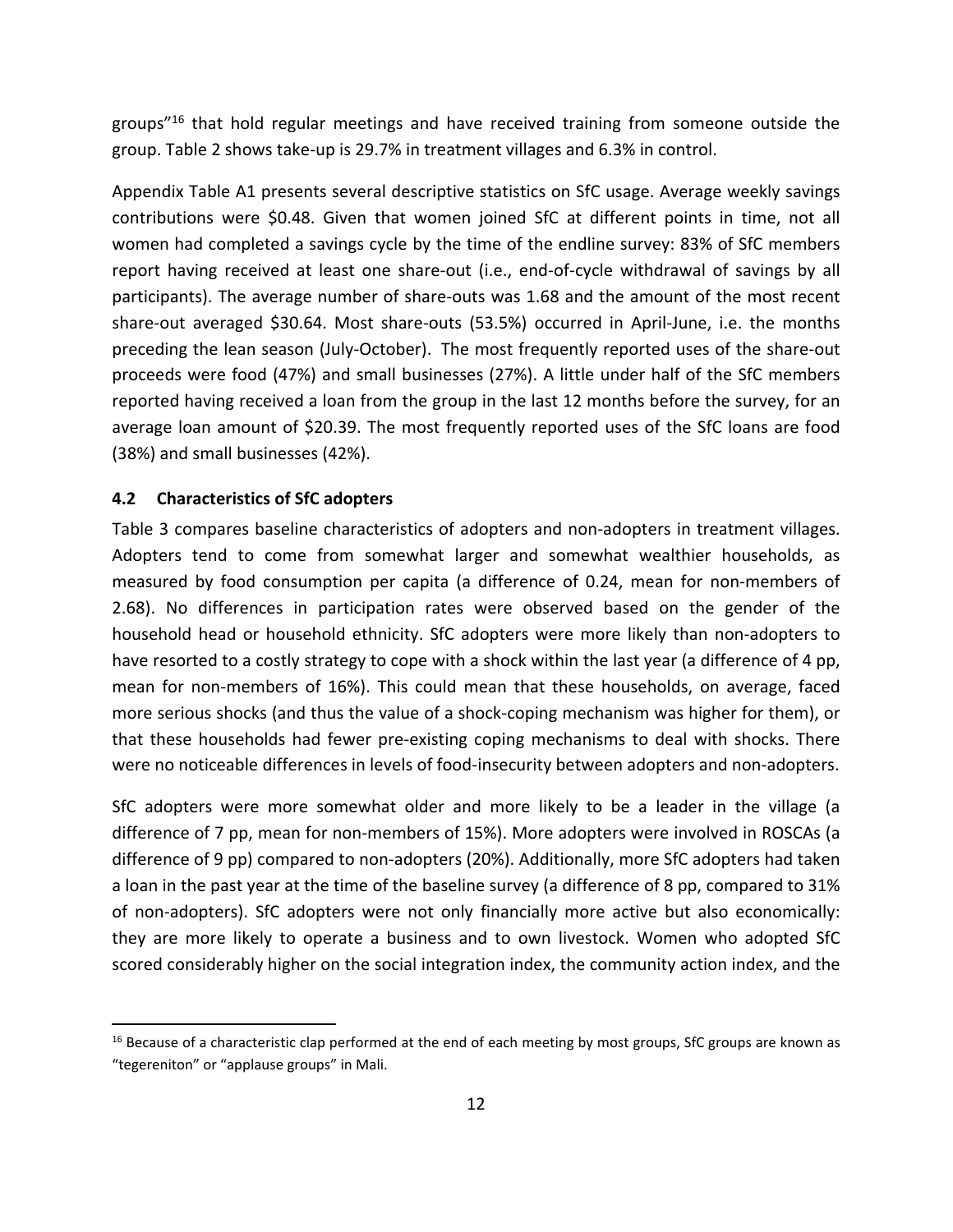groups"[16] that hold regular meetings and have received training from someone outside the group. Table 2 shows take-up is 29.7% in treatment villages and 6.3% in control.

Appendix Table A1 presents several descriptive statistics on SfC usage. Average weekly savings contributions were $0.48. Given that women joined SfC at different points in time, not all women had completed a savings cycle by the time of the endline survey: 83% of SfC members report having received at least one share-out (i.e., end-of-cycle withdrawal of savings by all participants). The average number of share-outs was 1.68 and the amount of the most recent share-out averaged $30.64. Most share-outs (53.5%) occurred in April-June, i.e. the months preceding the lean season (July-October). The most frequently reported uses of the share-out proceeds were food (47%) and small businesses (27%). A little under half of the SfC members reported having received a loan from the group in the last 12 months before the survey, for an average loan amount of $20.39. The most frequently reported uses of the SfC loans are food (38%) and small businesses (42%).

### 4.2 Characteristics of SfC adopters

Table 3 compares baseline characteristics of adopters and non-adopters in treatment villages. Adopters tend to come from somewhat larger and somewhat wealthier households, as measured by food consumption per capita (a difference of 0.24, mean for non-members of 2.68). No differences in participation rates were observed based on the gender of the household head or household ethnicity. SfC adopters were more likely than non-adopters to have resorted to a costly strategy to cope with a shock within the last year (a difference of 4 pp, mean for non-members of 16%). This could mean that these households, on average, faced more serious shocks (and thus the value of a shock-coping mechanism was higher for them), or that these households had fewer pre-existing coping mechanisms to deal with shocks. There were no noticeable differences in levels of food-insecurity between adopters and non-adopters.

SfC adopters were more somewhat older and more likely to be a leader in the village (a difference of 7 pp, mean for non-members of 15%). More adopters were involved in ROSCAs (a difference of 9 pp) compared to non-adopters (20%). Additionally, more SfC adopters had taken a loan in the past year at the time of the baseline survey (a difference of 8 pp, compared to 31% of non-adopters). SfC adopters were not only financially more active but also economically: they are more likely to operate a business and to own livestock. Women who adopted SfC scored considerably higher on the social integration index, the community action index, and the

[16] Because of a characteristic clap performed at the end of each meeting by most groups, SfC groups are known as "tegereniton" or "applause groups" in Mali.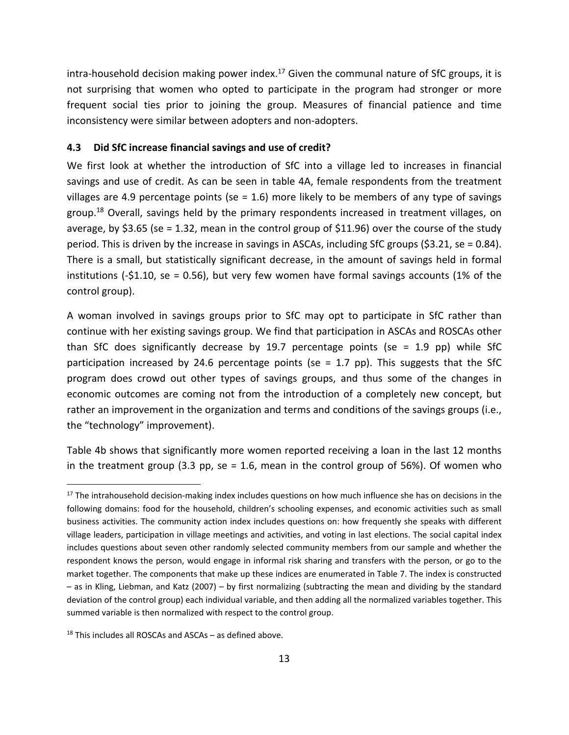intra-household decision making power index.[17] Given the communal nature of SfC groups, it is not surprising that women who opted to participate in the program had stronger or more frequent social ties prior to joining the group. Measures of financial patience and time inconsistency were similar between adopters and non-adopters.

### 4.3 Did SfC increase financial savings and use of credit?

We first look at whether the introduction of SfC into a village led to increases in financial savings and use of credit. As can be seen in table 4A, female respondents from the treatment villages are 4.9 percentage points (se = 1.6) more likely to be members of any type of savings group.[18] Overall, savings held by the primary respondents increased in treatment villages, on average, by $3.65 (se = 1.32, mean in the control group of $11.96) over the course of the study period. This is driven by the increase in savings in ASCAs, including SfC groups ($3.21, se = 0.84). There is a small, but statistically significant decrease, in the amount of savings held in formal institutions (-$1.10, se = 0.56), but very few women have formal savings accounts (1% of the control group).

A woman involved in savings groups prior to SfC may opt to participate in SfC rather than continue with her existing savings group. We find that participation in ASCAs and ROSCAs other than SfC does significantly decrease by 19.7 percentage points (se = 1.9 pp) while SfC participation increased by 24.6 percentage points (se = 1.7 pp). This suggests that the SfC program does crowd out other types of savings groups, and thus some of the changes in economic outcomes are coming not from the introduction of a completely new concept, but rather an improvement in the organization and terms and conditions of the savings groups (i.e., the "technology" improvement).

Table 4b shows that significantly more women reported receiving a loan in the last 12 months in the treatment group (3.3 pp, se = 1.6, mean in the control group of 56%). Of women who

---

[17] The intrahousehold decision-making index includes questions on how much influence she has on decisions in the following domains: food for the household, children's schooling expenses, and economic activities such as small business activities. The community action index includes questions on: how frequently she speaks with different village leaders, participation in village meetings and activities, and voting in last elections. The social capital index includes questions about seven other randomly selected community members from our sample and whether the respondent knows the person, would engage in informal risk sharing and transfers with the person, or go to the market together. The components that make up these indices are enumerated in Table 7. The index is constructed – as in Kling, Liebman, and Katz (2007) – by first normalizing (subtracting the mean and dividing by the standard deviation of the control group) each individual variable, and then adding all the normalized variables together. This summed variable is then normalized with respect to the control group.

[18] This includes all ROSCAs and ASCAs – as defined above.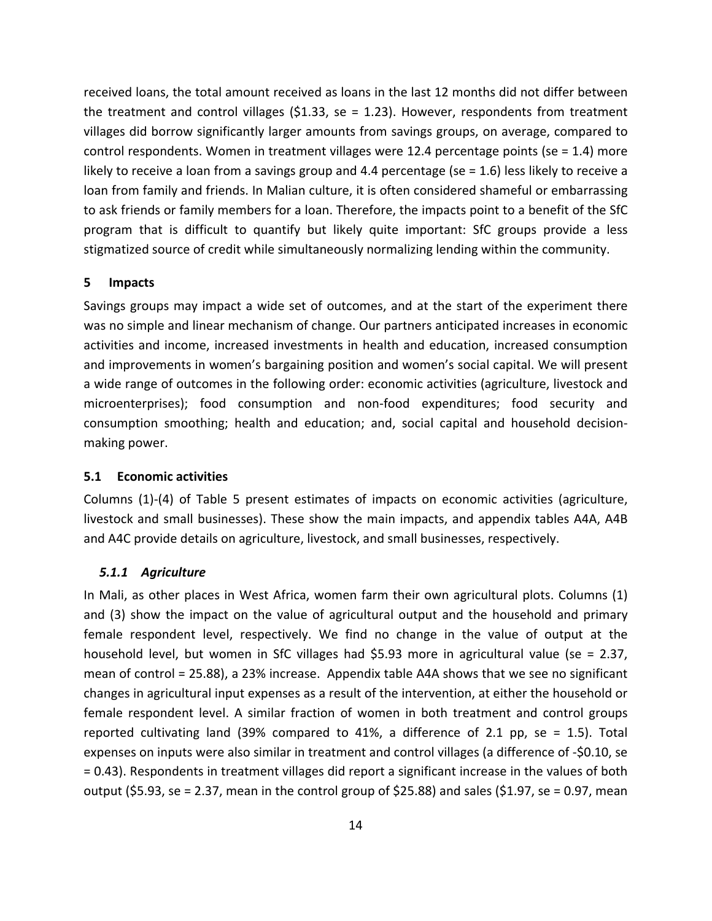received loans, the total amount received as loans in the last 12 months did not differ between the treatment and control villages ($1.33, se = 1.23). However, respondents from treatment villages did borrow significantly larger amounts from savings groups, on average, compared to control respondents. Women in treatment villages were 12.4 percentage points (se = 1.4) more likely to receive a loan from a savings group and 4.4 percentage (se = 1.6) less likely to receive a loan from family and friends. In Malian culture, it is often considered shameful or embarrassing to ask friends or family members for a loan. Therefore, the impacts point to a benefit of the SfC program that is difficult to quantify but likely quite important: SfC groups provide a less stigmatized source of credit while simultaneously normalizing lending within the community.

## 5 Impacts

Savings groups may impact a wide set of outcomes, and at the start of the experiment there was no simple and linear mechanism of change. Our partners anticipated increases in economic activities and income, increased investments in health and education, increased consumption and improvements in women's bargaining position and women's social capital. We will present a wide range of outcomes in the following order: economic activities (agriculture, livestock and microenterprises); food consumption and non-food expenditures; food security and consumption smoothing; health and education; and, social capital and household decision-making power.

### 5.1 Economic activities

Columns (1)-(4) of Table 5 present estimates of impacts on economic activities (agriculture, livestock and small businesses). These show the main impacts, and appendix tables A4A, A4B and A4C provide details on agriculture, livestock, and small businesses, respectively.

#### *5.1.1 Agriculture*

In Mali, as other places in West Africa, women farm their own agricultural plots. Columns (1) and (3) show the impact on the value of agricultural output and the household and primary female respondent level, respectively. We find no change in the value of output at the household level, but women in SfC villages had $5.93 more in agricultural value (se = 2.37, mean of control = 25.88), a 23% increase. Appendix table A4A shows that we see no significant changes in agricultural input expenses as a result of the intervention, at either the household or female respondent level. A similar fraction of women in both treatment and control groups reported cultivating land (39% compared to 41%, a difference of 2.1 pp, se = 1.5). Total expenses on inputs were also similar in treatment and control villages (a difference of -$0.10, se = 0.43). Respondents in treatment villages did report a significant increase in the values of both output ($5.93, se = 2.37, mean in the control group of $25.88) and sales ($1.97, se = 0.97, mean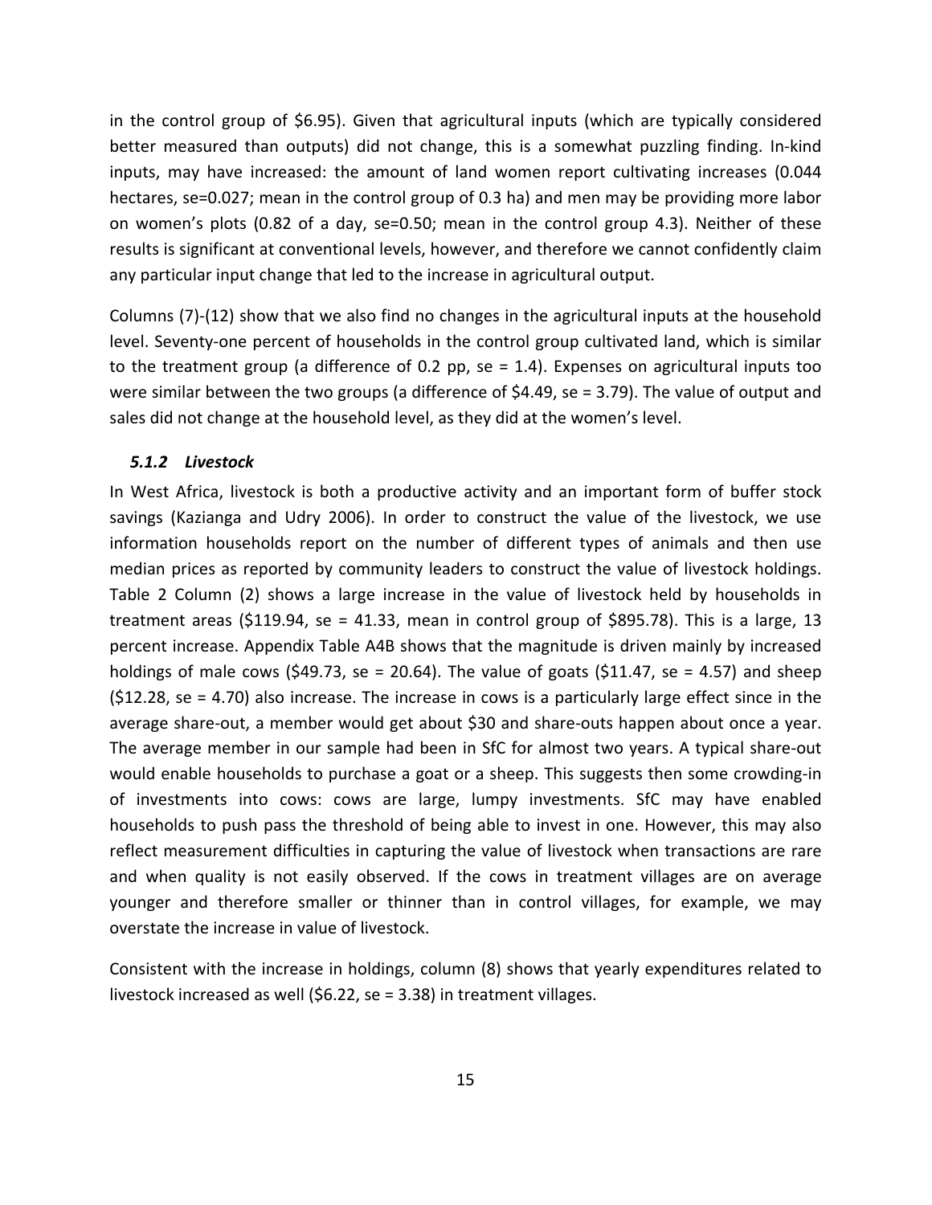in the control group of $6.95). Given that agricultural inputs (which are typically considered better measured than outputs) did not change, this is a somewhat puzzling finding. In-kind inputs, may have increased: the amount of land women report cultivating increases (0.044 hectares, se=0.027; mean in the control group of 0.3 ha) and men may be providing more labor on women's plots (0.82 of a day, se=0.50; mean in the control group 4.3). Neither of these results is significant at conventional levels, however, and therefore we cannot confidently claim any particular input change that led to the increase in agricultural output.

Columns (7)-(12) show that we also find no changes in the agricultural inputs at the household level. Seventy-one percent of households in the control group cultivated land, which is similar to the treatment group (a difference of 0.2 pp, se = 1.4). Expenses on agricultural inputs too were similar between the two groups (a difference of $4.49, se = 3.79). The value of output and sales did not change at the household level, as they did at the women's level.

### *5.1.2 Livestock*

In West Africa, livestock is both a productive activity and an important form of buffer stock savings (Kazianga and Udry 2006). In order to construct the value of the livestock, we use information households report on the number of different types of animals and then use median prices as reported by community leaders to construct the value of livestock holdings. Table 2 Column (2) shows a large increase in the value of livestock held by households in treatment areas ($119.94, se = 41.33, mean in control group of $895.78). This is a large, 13 percent increase. Appendix Table A4B shows that the magnitude is driven mainly by increased holdings of male cows ($49.73, se = 20.64). The value of goats ($11.47, se = 4.57) and sheep ($12.28, se = 4.70) also increase. The increase in cows is a particularly large effect since in the average share-out, a member would get about $30 and share-outs happen about once a year. The average member in our sample had been in SfC for almost two years. A typical share-out would enable households to purchase a goat or a sheep. This suggests then some crowding-in of investments into cows: cows are large, lumpy investments. SfC may have enabled households to push pass the threshold of being able to invest in one. However, this may also reflect measurement difficulties in capturing the value of livestock when transactions are rare and when quality is not easily observed. If the cows in treatment villages are on average younger and therefore smaller or thinner than in control villages, for example, we may overstate the increase in value of livestock.

Consistent with the increase in holdings, column (8) shows that yearly expenditures related to livestock increased as well ($6.22, se = 3.38) in treatment villages.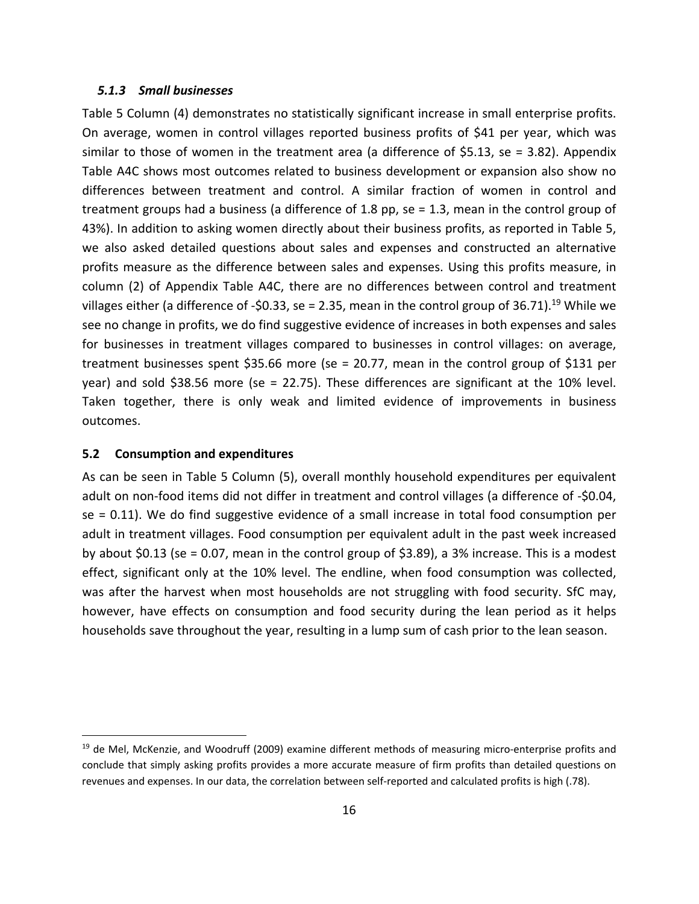#### *5.1.3 Small businesses*

Table 5 Column (4) demonstrates no statistically significant increase in small enterprise profits. On average, women in control villages reported business profits of $41 per year, which was similar to those of women in the treatment area (a difference of $5.13, se = 3.82). Appendix Table A4C shows most outcomes related to business development or expansion also show no differences between treatment and control. A similar fraction of women in control and treatment groups had a business (a difference of 1.8 pp, se = 1.3, mean in the control group of 43%). In addition to asking women directly about their business profits, as reported in Table 5, we also asked detailed questions about sales and expenses and constructed an alternative profits measure as the difference between sales and expenses. Using this profits measure, in column (2) of Appendix Table A4C, there are no differences between control and treatment villages either (a difference of -$0.33, se = 2.35, mean in the control group of 36.71).[19] While we see no change in profits, we do find suggestive evidence of increases in both expenses and sales for businesses in treatment villages compared to businesses in control villages: on average, treatment businesses spent $35.66 more (se = 20.77, mean in the control group of $131 per year) and sold $38.56 more (se = 22.75). These differences are significant at the 10% level. Taken together, there is only weak and limited evidence of improvements in business outcomes.

### 5.2 Consumption and expenditures

As can be seen in Table 5 Column (5), overall monthly household expenditures per equivalent adult on non-food items did not differ in treatment and control villages (a difference of -$0.04, se = 0.11). We do find suggestive evidence of a small increase in total food consumption per adult in treatment villages. Food consumption per equivalent adult in the past week increased by about $0.13 (se = 0.07, mean in the control group of $3.89), a 3% increase. This is a modest effect, significant only at the 10% level. The endline, when food consumption was collected, was after the harvest when most households are not struggling with food security. SfC may, however, have effects on consumption and food security during the lean period as it helps households save throughout the year, resulting in a lump sum of cash prior to the lean season.

---

[19] de Mel, McKenzie, and Woodruff (2009) examine different methods of measuring micro-enterprise profits and conclude that simply asking profits provides a more accurate measure of firm profits than detailed questions on revenues and expenses. In our data, the correlation between self-reported and calculated profits is high (.78).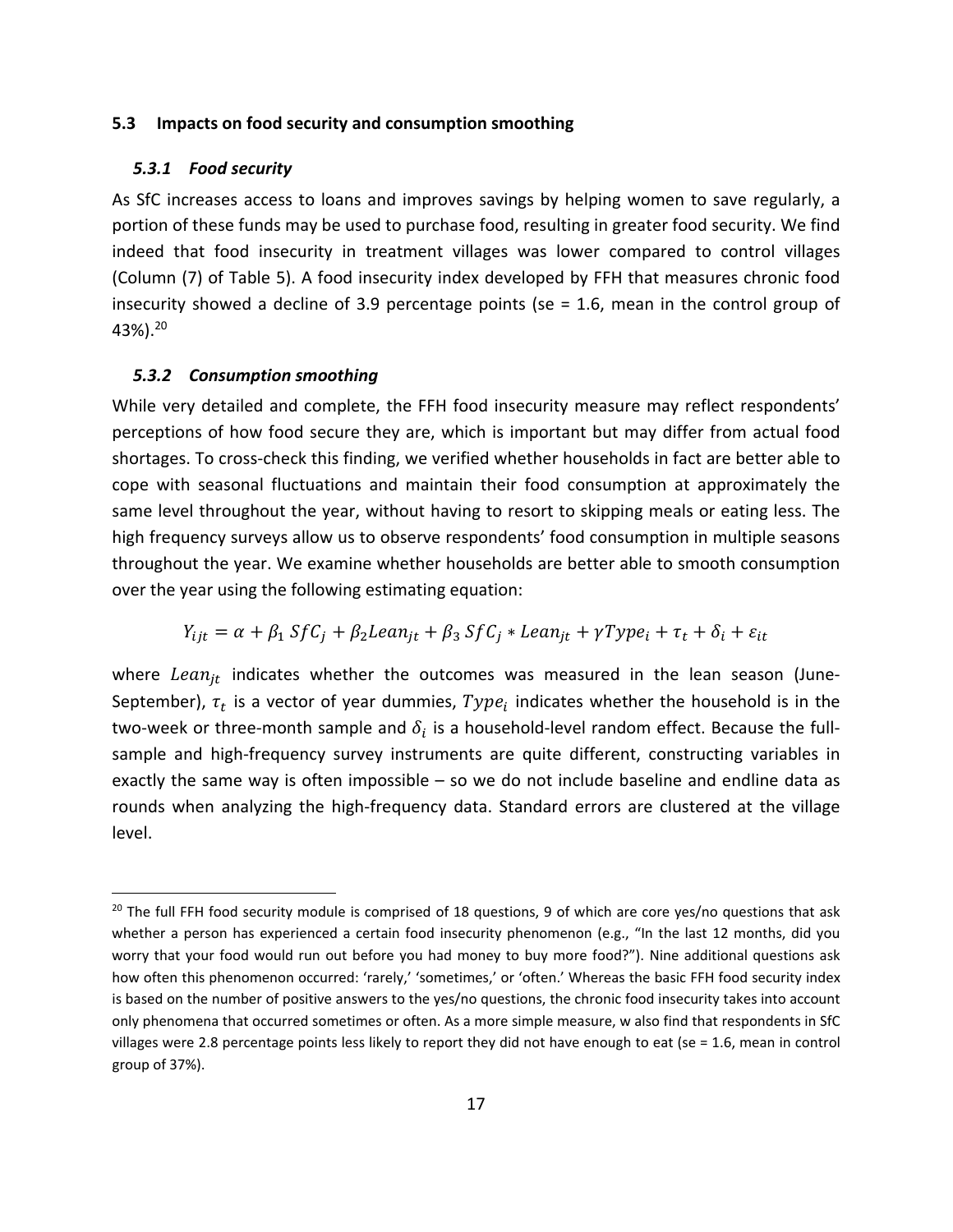### 5.3 Impacts on food security and consumption smoothing

#### *5.3.1 Food security*

As SfC increases access to loans and improves savings by helping women to save regularly, a portion of these funds may be used to purchase food, resulting in greater food security. We find indeed that food insecurity in treatment villages was lower compared to control villages (Column (7) of Table 5). A food insecurity index developed by FFH that measures chronic food insecurity showed a decline of 3.9 percentage points (se = 1.6, mean in the control group of 43%).[20]

#### *5.3.2 Consumption smoothing*

While very detailed and complete, the FFH food insecurity measure may reflect respondents' perceptions of how food secure they are, which is important but may differ from actual food shortages. To cross-check this finding, we verified whether households in fact are better able to cope with seasonal fluctuations and maintain their food consumption at approximately the same level throughout the year, without having to resort to skipping meals or eating less. The high frequency surveys allow us to observe respondents' food consumption in multiple seasons throughout the year. We examine whether households are better able to smooth consumption over the year using the following estimating equation:

$$Y_{ijt} = \alpha + \beta_1\, SfC_j + \beta_2 Lean_{jt} + \beta_3\, SfC_j * Lean_{jt} + \gamma Type_i + \tau_t + \delta_i + \varepsilon_{it}$$

where $Lean_{jt}$ indicates whether the outcomes was measured in the lean season (June-September), $\tau_t$ is a vector of year dummies, $Type_i$ indicates whether the household is in the two-week or three-month sample and $\delta_i$ is a household-level random effect. Because the full-sample and high-frequency survey instruments are quite different, constructing variables in exactly the same way is often impossible – so we do not include baseline and endline data as rounds when analyzing the high-frequency data. Standard errors are clustered at the village level.

[20] The full FFH food security module is comprised of 18 questions, 9 of which are core yes/no questions that ask whether a person has experienced a certain food insecurity phenomenon (e.g., "In the last 12 months, did you worry that your food would run out before you had money to buy more food?"). Nine additional questions ask how often this phenomenon occurred: 'rarely,' 'sometimes,' or 'often.' Whereas the basic FFH food security index is based on the number of positive answers to the yes/no questions, the chronic food insecurity takes into account only phenomena that occurred sometimes or often. As a more simple measure, w also find that respondents in SfC villages were 2.8 percentage points less likely to report they did not have enough to eat (se = 1.6, mean in control group of 37%).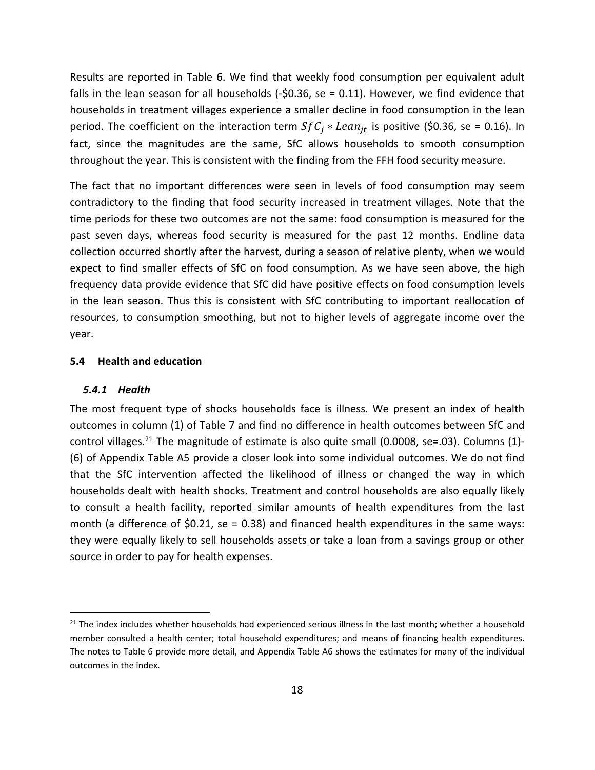Results are reported in Table 6. We find that weekly food consumption per equivalent adult falls in the lean season for all households (-$0.36, se = 0.11). However, we find evidence that households in treatment villages experience a smaller decline in food consumption in the lean period. The coefficient on the interaction term $SfC_j * Lean_{jt}$ is positive ($0.36, se = 0.16). In fact, since the magnitudes are the same, SfC allows households to smooth consumption throughout the year. This is consistent with the finding from the FFH food security measure.

The fact that no important differences were seen in levels of food consumption may seem contradictory to the finding that food security increased in treatment villages. Note that the time periods for these two outcomes are not the same: food consumption is measured for the past seven days, whereas food security is measured for the past 12 months. Endline data collection occurred shortly after the harvest, during a season of relative plenty, when we would expect to find smaller effects of SfC on food consumption. As we have seen above, the high frequency data provide evidence that SfC did have positive effects on food consumption levels in the lean season. Thus this is consistent with SfC contributing to important reallocation of resources, to consumption smoothing, but not to higher levels of aggregate income over the year.

### 5.4 Health and education

#### *5.4.1 Health*

The most frequent type of shocks households face is illness. We present an index of health outcomes in column (1) of Table 7 and find no difference in health outcomes between SfC and control villages.[21] The magnitude of estimate is also quite small (0.0008, se=.03). Columns (1)-(6) of Appendix Table A5 provide a closer look into some individual outcomes. We do not find that the SfC intervention affected the likelihood of illness or changed the way in which households dealt with health shocks. Treatment and control households are also equally likely to consult a health facility, reported similar amounts of health expenditures from the last month (a difference of $0.21, se = 0.38) and financed health expenditures in the same ways: they were equally likely to sell households assets or take a loan from a savings group or other source in order to pay for health expenses.

[21] The index includes whether households had experienced serious illness in the last month; whether a household member consulted a health center; total household expenditures; and means of financing health expenditures. The notes to Table 6 provide more detail, and Appendix Table A6 shows the estimates for many of the individual outcomes in the index.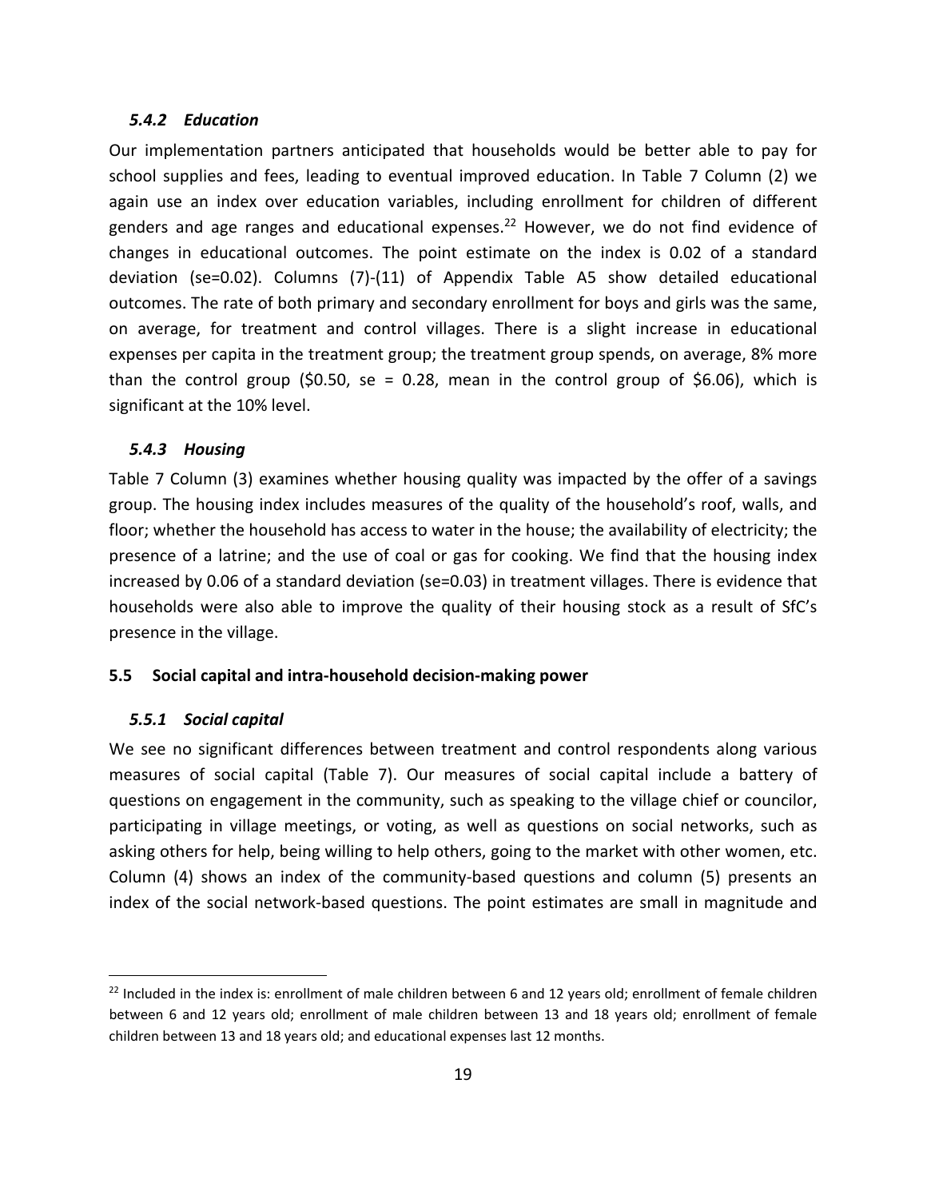### *5.4.2 Education*

Our implementation partners anticipated that households would be better able to pay for school supplies and fees, leading to eventual improved education. In Table 7 Column (2) we again use an index over education variables, including enrollment for children of different genders and age ranges and educational expenses.[22] However, we do not find evidence of changes in educational outcomes. The point estimate on the index is 0.02 of a standard deviation (se=0.02). Columns (7)-(11) of Appendix Table A5 show detailed educational outcomes. The rate of both primary and secondary enrollment for boys and girls was the same, on average, for treatment and control villages. There is a slight increase in educational expenses per capita in the treatment group; the treatment group spends, on average, 8% more than the control group ($0.50, se = 0.28, mean in the control group of $6.06), which is significant at the 10% level.

### *5.4.3 Housing*

Table 7 Column (3) examines whether housing quality was impacted by the offer of a savings group. The housing index includes measures of the quality of the household's roof, walls, and floor; whether the household has access to water in the house; the availability of electricity; the presence of a latrine; and the use of coal or gas for cooking. We find that the housing index increased by 0.06 of a standard deviation (se=0.03) in treatment villages. There is evidence that households were also able to improve the quality of their housing stock as a result of SfC's presence in the village.

## 5.5 Social capital and intra-household decision-making power

### *5.5.1 Social capital*

We see no significant differences between treatment and control respondents along various measures of social capital (Table 7). Our measures of social capital include a battery of questions on engagement in the community, such as speaking to the village chief or councilor, participating in village meetings, or voting, as well as questions on social networks, such as asking others for help, being willing to help others, going to the market with other women, etc. Column (4) shows an index of the community-based questions and column (5) presents an index of the social network-based questions. The point estimates are small in magnitude and

---

[22] Included in the index is: enrollment of male children between 6 and 12 years old; enrollment of female children between 6 and 12 years old; enrollment of male children between 13 and 18 years old; enrollment of female children between 13 and 18 years old; and educational expenses last 12 months.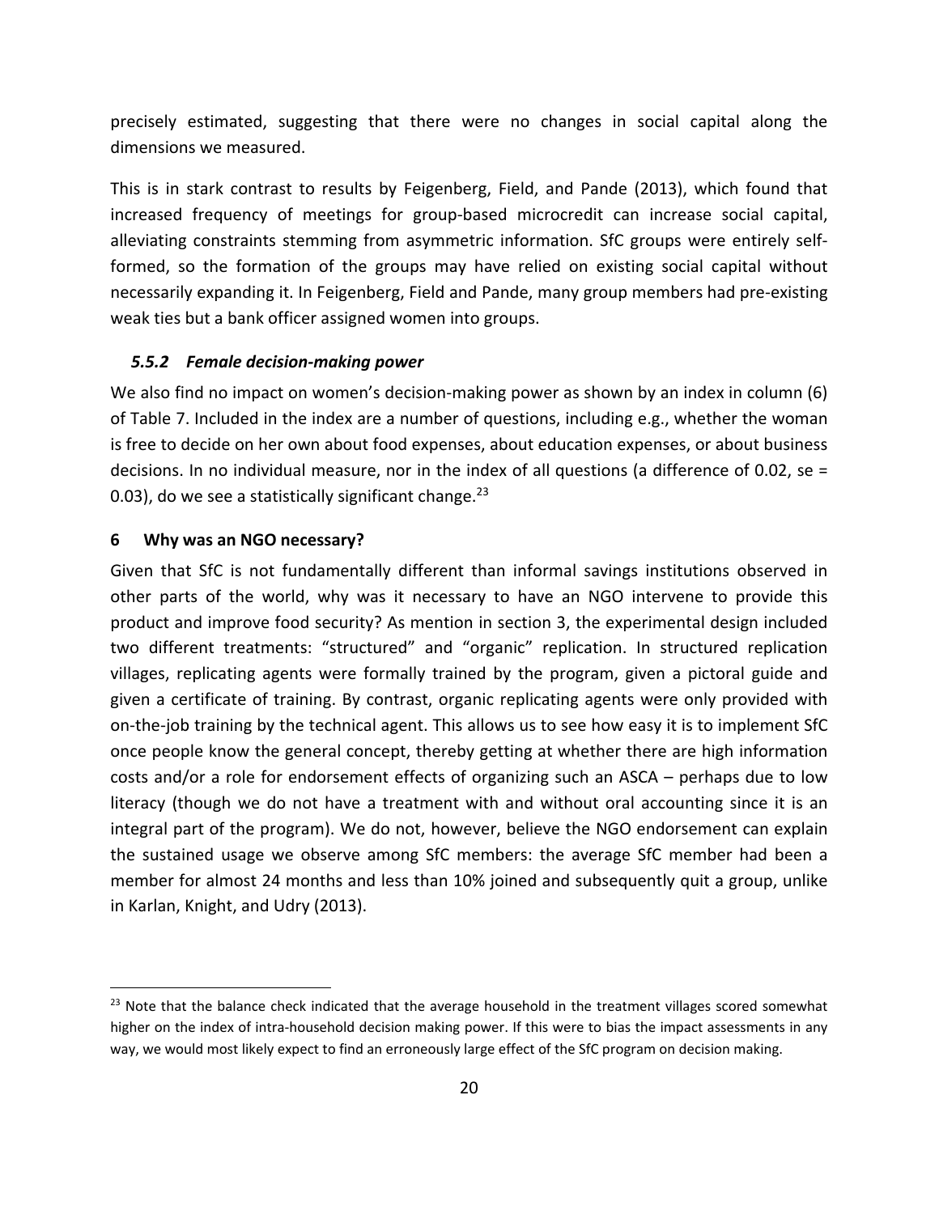precisely estimated, suggesting that there were no changes in social capital along the dimensions we measured.

This is in stark contrast to results by Feigenberg, Field, and Pande (2013), which found that increased frequency of meetings for group-based microcredit can increase social capital, alleviating constraints stemming from asymmetric information. SfC groups were entirely self-formed, so the formation of the groups may have relied on existing social capital without necessarily expanding it. In Feigenberg, Field and Pande, many group members had pre-existing weak ties but a bank officer assigned women into groups.

### *5.5.2 Female decision-making power*

We also find no impact on women's decision-making power as shown by an index in column (6) of Table 7. Included in the index are a number of questions, including e.g., whether the woman is free to decide on her own about food expenses, about education expenses, or about business decisions. In no individual measure, nor in the index of all questions (a difference of 0.02, se = 0.03), do we see a statistically significant change.[23]

## 6 Why was an NGO necessary?

Given that SfC is not fundamentally different than informal savings institutions observed in other parts of the world, why was it necessary to have an NGO intervene to provide this product and improve food security? As mention in section 3, the experimental design included two different treatments: "structured" and "organic" replication. In structured replication villages, replicating agents were formally trained by the program, given a pictoral guide and given a certificate of training. By contrast, organic replicating agents were only provided with on-the-job training by the technical agent. This allows us to see how easy it is to implement SfC once people know the general concept, thereby getting at whether there are high information costs and/or a role for endorsement effects of organizing such an ASCA – perhaps due to low literacy (though we do not have a treatment with and without oral accounting since it is an integral part of the program). We do not, however, believe the NGO endorsement can explain the sustained usage we observe among SfC members: the average SfC member had been a member for almost 24 months and less than 10% joined and subsequently quit a group, unlike in Karlan, Knight, and Udry (2013).

[23] Note that the balance check indicated that the average household in the treatment villages scored somewhat higher on the index of intra-household decision making power. If this were to bias the impact assessments in any way, we would most likely expect to find an erroneously large effect of the SfC program on decision making.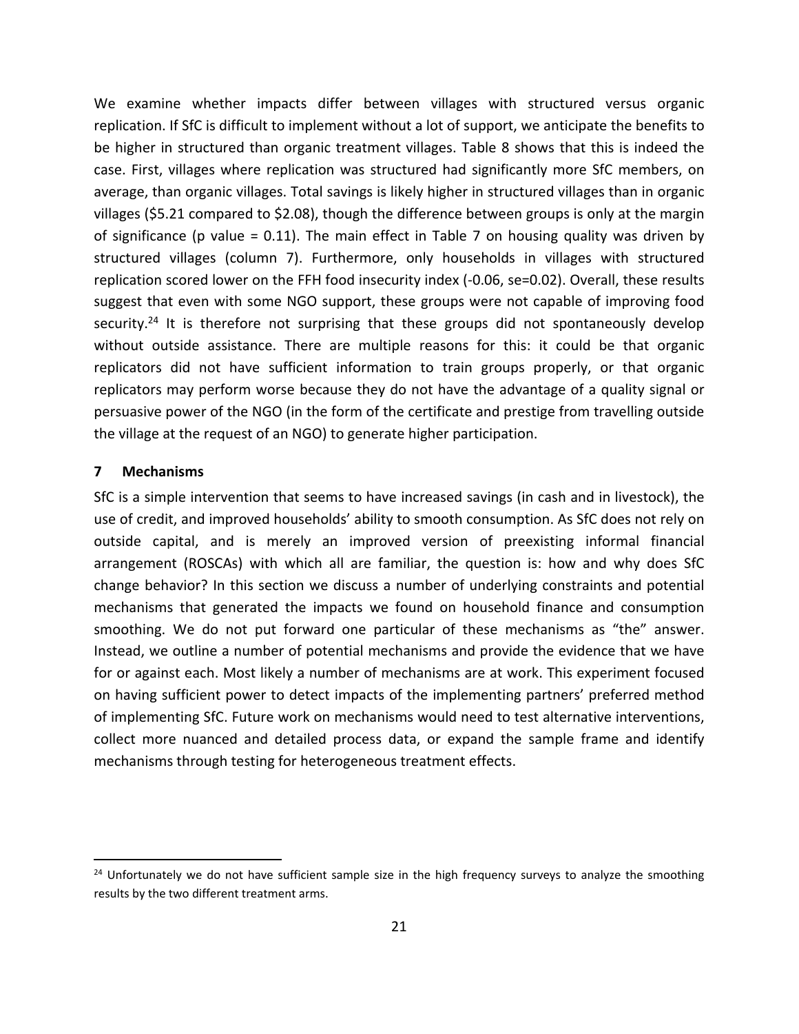We examine whether impacts differ between villages with structured versus organic replication. If SfC is difficult to implement without a lot of support, we anticipate the benefits to be higher in structured than organic treatment villages. Table 8 shows that this is indeed the case. First, villages where replication was structured had significantly more SfC members, on average, than organic villages. Total savings is likely higher in structured villages than in organic villages ($5.21 compared to $2.08), though the difference between groups is only at the margin of significance (p value = 0.11). The main effect in Table 7 on housing quality was driven by structured villages (column 7). Furthermore, only households in villages with structured replication scored lower on the FFH food insecurity index (-0.06, se=0.02). Overall, these results suggest that even with some NGO support, these groups were not capable of improving food security.[24] It is therefore not surprising that these groups did not spontaneously develop without outside assistance. There are multiple reasons for this: it could be that organic replicators did not have sufficient information to train groups properly, or that organic replicators may perform worse because they do not have the advantage of a quality signal or persuasive power of the NGO (in the form of the certificate and prestige from travelling outside the village at the request of an NGO) to generate higher participation.

## 7 Mechanisms

SfC is a simple intervention that seems to have increased savings (in cash and in livestock), the use of credit, and improved households' ability to smooth consumption. As SfC does not rely on outside capital, and is merely an improved version of preexisting informal financial arrangement (ROSCAs) with which all are familiar, the question is: how and why does SfC change behavior? In this section we discuss a number of underlying constraints and potential mechanisms that generated the impacts we found on household finance and consumption smoothing. We do not put forward one particular of these mechanisms as "the" answer. Instead, we outline a number of potential mechanisms and provide the evidence that we have for or against each. Most likely a number of mechanisms are at work. This experiment focused on having sufficient power to detect impacts of the implementing partners' preferred method of implementing SfC. Future work on mechanisms would need to test alternative interventions, collect more nuanced and detailed process data, or expand the sample frame and identify mechanisms through testing for heterogeneous treatment effects.

[24] Unfortunately we do not have sufficient sample size in the high frequency surveys to analyze the smoothing results by the two different treatment arms.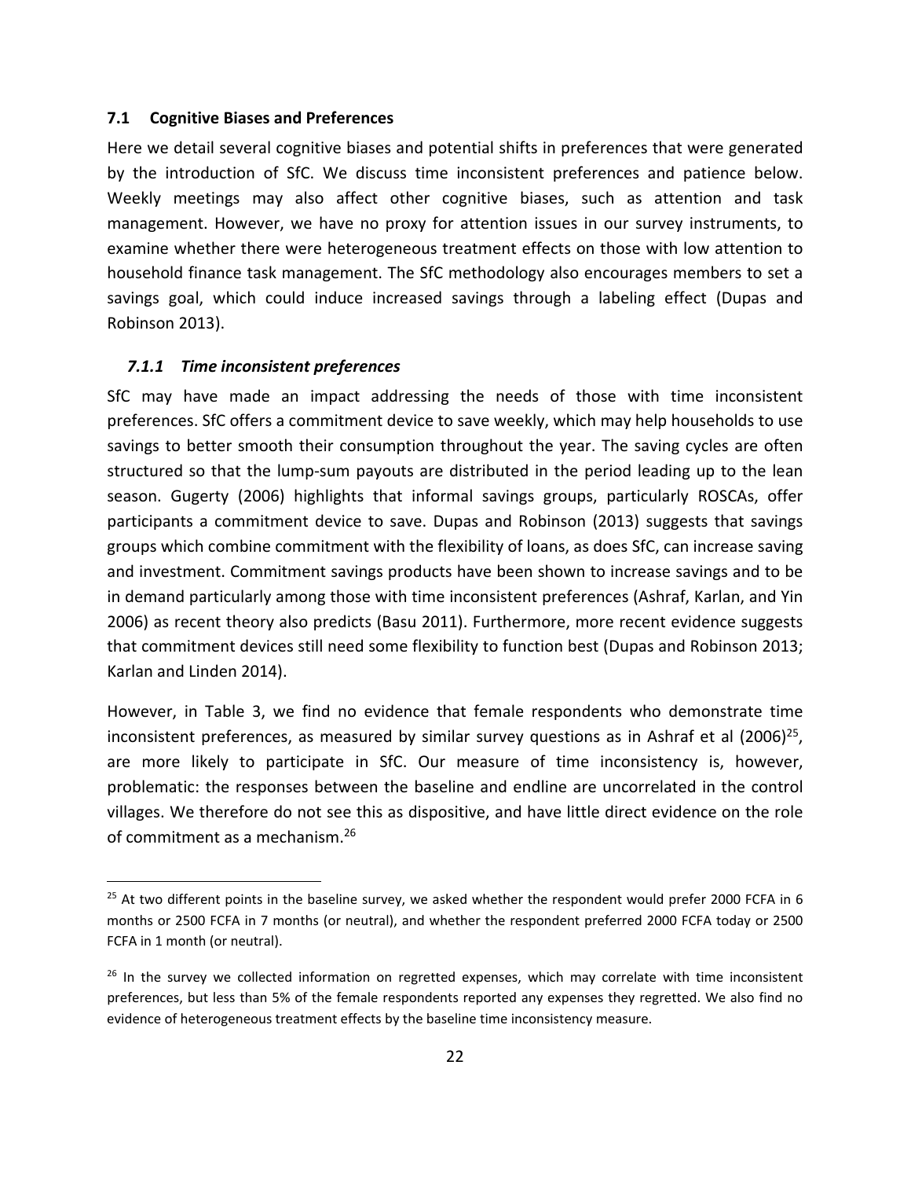### 7.1 Cognitive Biases and Preferences

Here we detail several cognitive biases and potential shifts in preferences that were generated by the introduction of SfC. We discuss time inconsistent preferences and patience below. Weekly meetings may also affect other cognitive biases, such as attention and task management. However, we have no proxy for attention issues in our survey instruments, to examine whether there were heterogeneous treatment effects on those with low attention to household finance task management. The SfC methodology also encourages members to set a savings goal, which could induce increased savings through a labeling effect (Dupas and Robinson 2013).

#### *7.1.1 Time inconsistent preferences*

SfC may have made an impact addressing the needs of those with time inconsistent preferences. SfC offers a commitment device to save weekly, which may help households to use savings to better smooth their consumption throughout the year. The saving cycles are often structured so that the lump-sum payouts are distributed in the period leading up to the lean season. Gugerty (2006) highlights that informal savings groups, particularly ROSCAs, offer participants a commitment device to save. Dupas and Robinson (2013) suggests that savings groups which combine commitment with the flexibility of loans, as does SfC, can increase saving and investment. Commitment savings products have been shown to increase savings and to be in demand particularly among those with time inconsistent preferences (Ashraf, Karlan, and Yin 2006) as recent theory also predicts (Basu 2011). Furthermore, more recent evidence suggests that commitment devices still need some flexibility to function best (Dupas and Robinson 2013; Karlan and Linden 2014).

However, in Table 3, we find no evidence that female respondents who demonstrate time inconsistent preferences, as measured by similar survey questions as in Ashraf et al (2006)[25], are more likely to participate in SfC. Our measure of time inconsistency is, however, problematic: the responses between the baseline and endline are uncorrelated in the control villages. We therefore do not see this as dispositive, and have little direct evidence on the role of commitment as a mechanism.[26]

---

[25] At two different points in the baseline survey, we asked whether the respondent would prefer 2000 FCFA in 6 months or 2500 FCFA in 7 months (or neutral), and whether the respondent preferred 2000 FCFA today or 2500 FCFA in 1 month (or neutral).

[26] In the survey we collected information on regretted expenses, which may correlate with time inconsistent preferences, but less than 5% of the female respondents reported any expenses they regretted. We also find no evidence of heterogeneous treatment effects by the baseline time inconsistency measure.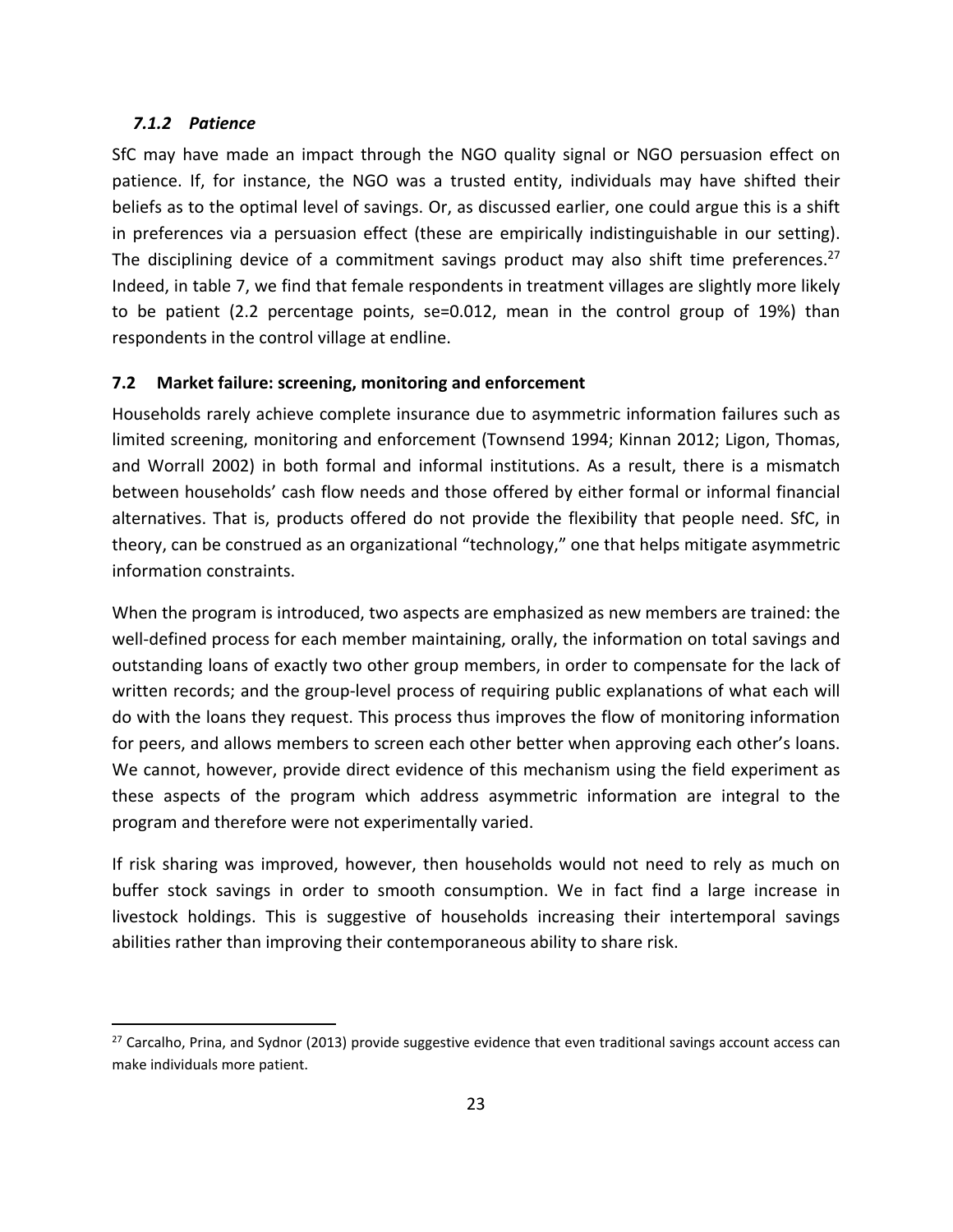### *7.1.2 Patience*

SfC may have made an impact through the NGO quality signal or NGO persuasion effect on patience. If, for instance, the NGO was a trusted entity, individuals may have shifted their beliefs as to the optimal level of savings. Or, as discussed earlier, one could argue this is a shift in preferences via a persuasion effect (these are empirically indistinguishable in our setting). The disciplining device of a commitment savings product may also shift time preferences.[27] Indeed, in table 7, we find that female respondents in treatment villages are slightly more likely to be patient (2.2 percentage points, se=0.012, mean in the control group of 19%) than respondents in the control village at endline.

## 7.2 Market failure: screening, monitoring and enforcement

Households rarely achieve complete insurance due to asymmetric information failures such as limited screening, monitoring and enforcement (Townsend 1994; Kinnan 2012; Ligon, Thomas, and Worrall 2002) in both formal and informal institutions. As a result, there is a mismatch between households' cash flow needs and those offered by either formal or informal financial alternatives. That is, products offered do not provide the flexibility that people need. SfC, in theory, can be construed as an organizational "technology," one that helps mitigate asymmetric information constraints.

When the program is introduced, two aspects are emphasized as new members are trained: the well-defined process for each member maintaining, orally, the information on total savings and outstanding loans of exactly two other group members, in order to compensate for the lack of written records; and the group-level process of requiring public explanations of what each will do with the loans they request. This process thus improves the flow of monitoring information for peers, and allows members to screen each other better when approving each other's loans. We cannot, however, provide direct evidence of this mechanism using the field experiment as these aspects of the program which address asymmetric information are integral to the program and therefore were not experimentally varied.

If risk sharing was improved, however, then households would not need to rely as much on buffer stock savings in order to smooth consumption. We in fact find a large increase in livestock holdings. This is suggestive of households increasing their intertemporal savings abilities rather than improving their contemporaneous ability to share risk.

---

[27] Carcalho, Prina, and Sydnor (2013) provide suggestive evidence that even traditional savings account access can make individuals more patient.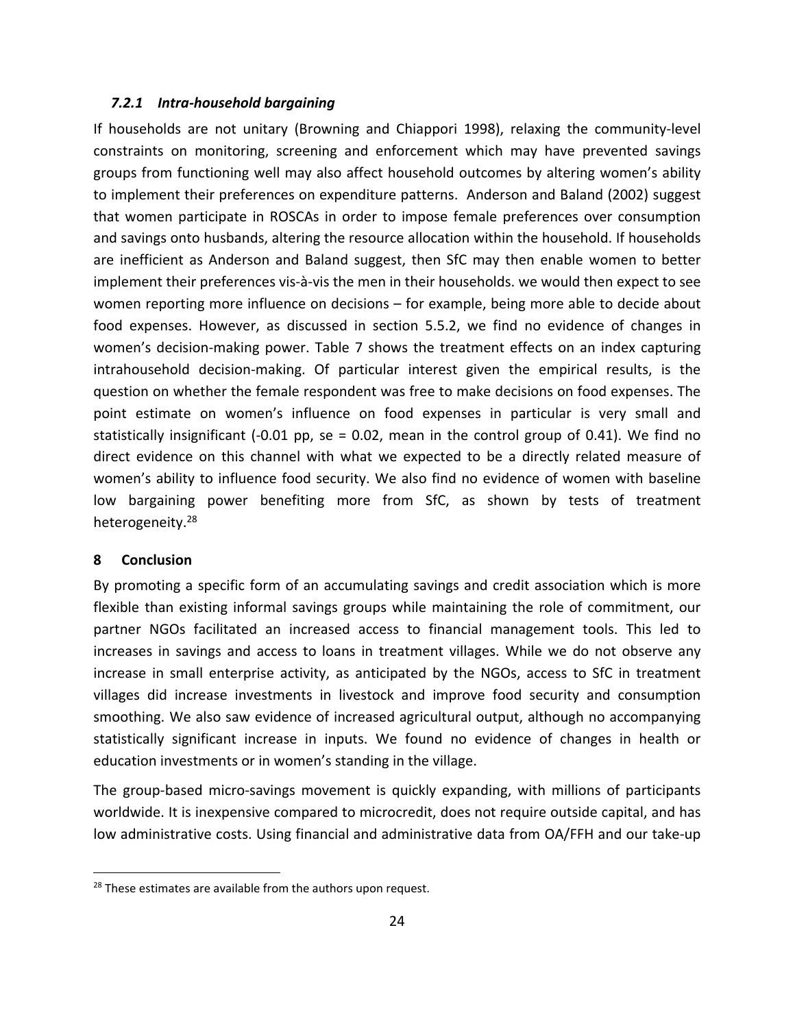### *7.2.1 Intra-household bargaining*

If households are not unitary (Browning and Chiappori 1998), relaxing the community-level constraints on monitoring, screening and enforcement which may have prevented savings groups from functioning well may also affect household outcomes by altering women's ability to implement their preferences on expenditure patterns. Anderson and Baland (2002) suggest that women participate in ROSCAs in order to impose female preferences over consumption and savings onto husbands, altering the resource allocation within the household. If households are inefficient as Anderson and Baland suggest, then SfC may then enable women to better implement their preferences vis-à-vis the men in their households. we would then expect to see women reporting more influence on decisions – for example, being more able to decide about food expenses. However, as discussed in section 5.5.2, we find no evidence of changes in women's decision-making power. Table 7 shows the treatment effects on an index capturing intrahousehold decision-making. Of particular interest given the empirical results, is the question on whether the female respondent was free to make decisions on food expenses. The point estimate on women's influence on food expenses in particular is very small and statistically insignificant (-0.01 pp, se = 0.02, mean in the control group of 0.41). We find no direct evidence on this channel with what we expected to be a directly related measure of women's ability to influence food security. We also find no evidence of women with baseline low bargaining power benefiting more from SfC, as shown by tests of treatment heterogeneity.[28]

## 8 Conclusion

By promoting a specific form of an accumulating savings and credit association which is more flexible than existing informal savings groups while maintaining the role of commitment, our partner NGOs facilitated an increased access to financial management tools. This led to increases in savings and access to loans in treatment villages. While we do not observe any increase in small enterprise activity, as anticipated by the NGOs, access to SfC in treatment villages did increase investments in livestock and improve food security and consumption smoothing. We also saw evidence of increased agricultural output, although no accompanying statistically significant increase in inputs. We found no evidence of changes in health or education investments or in women's standing in the village.

The group-based micro-savings movement is quickly expanding, with millions of participants worldwide. It is inexpensive compared to microcredit, does not require outside capital, and has low administrative costs. Using financial and administrative data from OA/FFH and our take-up

---

[28] These estimates are available from the authors upon request.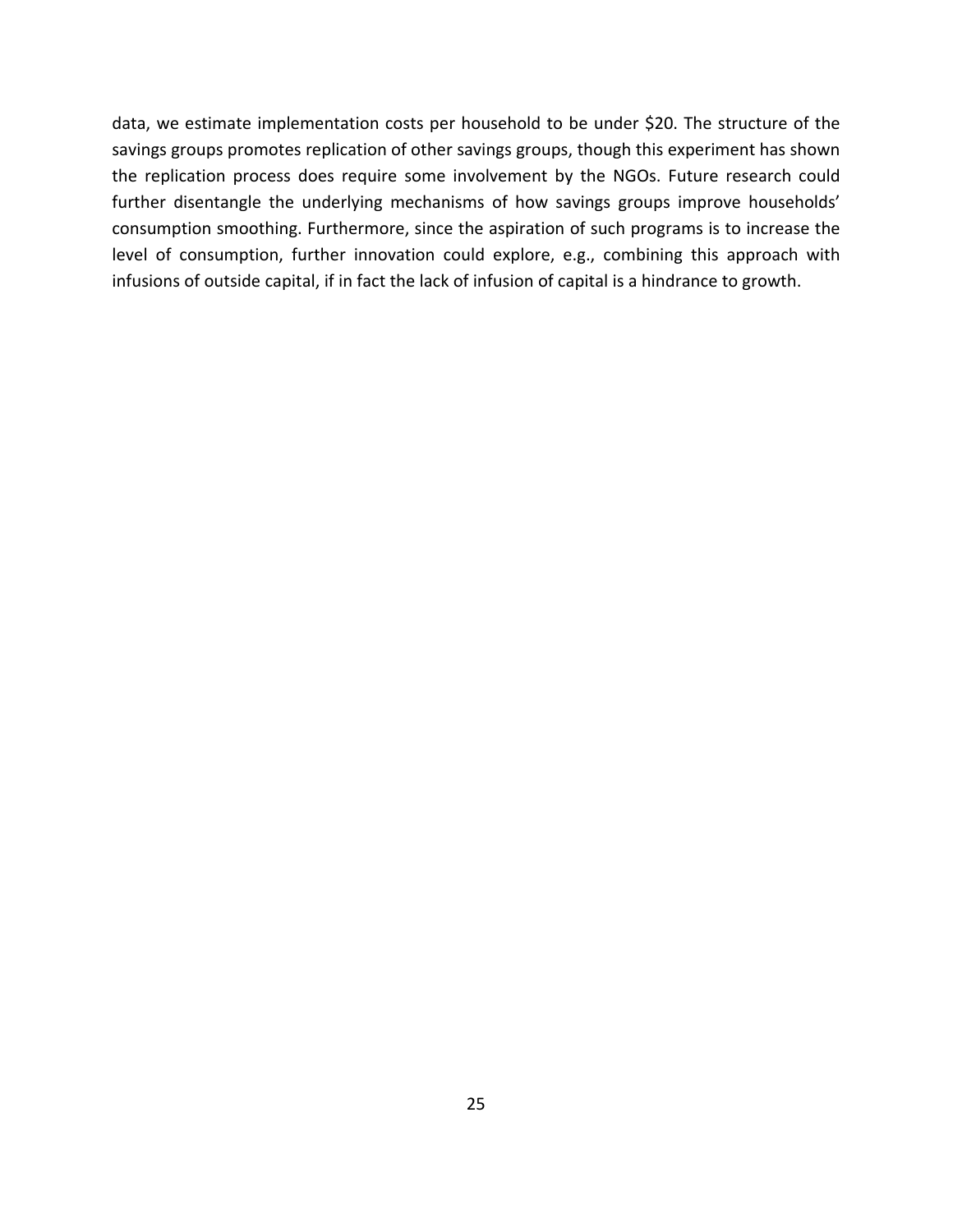data, we estimate implementation costs per household to be under $20. The structure of the savings groups promotes replication of other savings groups, though this experiment has shown the replication process does require some involvement by the NGOs. Future research could further disentangle the underlying mechanisms of how savings groups improve households' consumption smoothing. Furthermore, since the aspiration of such programs is to increase the level of consumption, further innovation could explore, e.g., combining this approach with infusions of outside capital, if in fact the lack of infusion of capital is a hindrance to growth.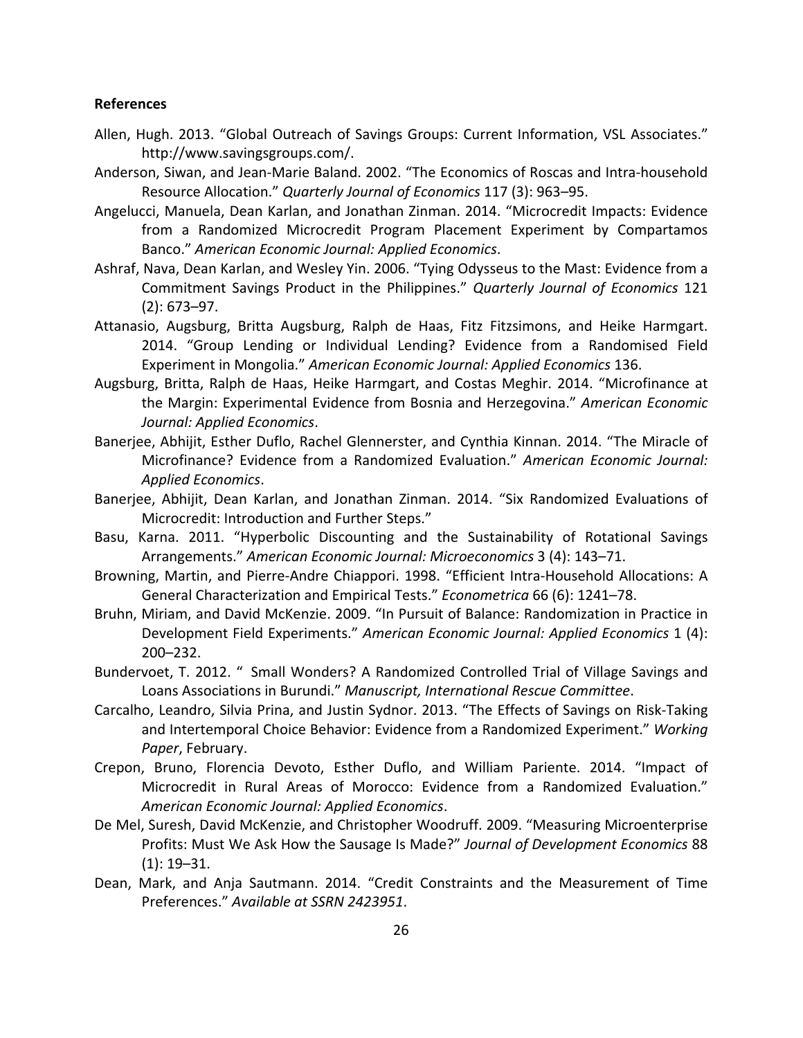**References**

Allen, Hugh. 2013. "Global Outreach of Savings Groups: Current Information, VSL Associates." http://www.savingsgroups.com/.

Anderson, Siwan, and Jean-Marie Baland. 2002. "The Economics of Roscas and Intra-household Resource Allocation." *Quarterly Journal of Economics* 117 (3): 963–95.

Angelucci, Manuela, Dean Karlan, and Jonathan Zinman. 2014. "Microcredit Impacts: Evidence from a Randomized Microcredit Program Placement Experiment by Compartamos Banco." *American Economic Journal: Applied Economics*.

Ashraf, Nava, Dean Karlan, and Wesley Yin. 2006. "Tying Odysseus to the Mast: Evidence from a Commitment Savings Product in the Philippines." *Quarterly Journal of Economics* 121 (2): 673–97.

Attanasio, Augsburg, Britta Augsburg, Ralph de Haas, Fitz Fitzsimons, and Heike Harmgart. 2014. "Group Lending or Individual Lending? Evidence from a Randomised Field Experiment in Mongolia." *American Economic Journal: Applied Economics* 136.

Augsburg, Britta, Ralph de Haas, Heike Harmgart, and Costas Meghir. 2014. "Microfinance at the Margin: Experimental Evidence from Bosnia and Herzegovina." *American Economic Journal: Applied Economics*.

Banerjee, Abhijit, Esther Duflo, Rachel Glennerster, and Cynthia Kinnan. 2014. "The Miracle of Microfinance? Evidence from a Randomized Evaluation." *American Economic Journal: Applied Economics*.

Banerjee, Abhijit, Dean Karlan, and Jonathan Zinman. 2014. "Six Randomized Evaluations of Microcredit: Introduction and Further Steps."

Basu, Karna. 2011. "Hyperbolic Discounting and the Sustainability of Rotational Savings Arrangements." *American Economic Journal: Microeconomics* 3 (4): 143–71.

Browning, Martin, and Pierre-Andre Chiappori. 1998. "Efficient Intra-Household Allocations: A General Characterization and Empirical Tests." *Econometrica* 66 (6): 1241–78.

Bruhn, Miriam, and David McKenzie. 2009. "In Pursuit of Balance: Randomization in Practice in Development Field Experiments." *American Economic Journal: Applied Economics* 1 (4): 200–232.

Bundervoet, T. 2012. " Small Wonders? A Randomized Controlled Trial of Village Savings and Loans Associations in Burundi." *Manuscript, International Rescue Committee*.

Carcalho, Leandro, Silvia Prina, and Justin Sydnor. 2013. "The Effects of Savings on Risk-Taking and Intertemporal Choice Behavior: Evidence from a Randomized Experiment." *Working Paper*, February.

Crepon, Bruno, Florencia Devoto, Esther Duflo, and William Pariente. 2014. "Impact of Microcredit in Rural Areas of Morocco: Evidence from a Randomized Evaluation." *American Economic Journal: Applied Economics*.

De Mel, Suresh, David McKenzie, and Christopher Woodruff. 2009. "Measuring Microenterprise Profits: Must We Ask How the Sausage Is Made?" *Journal of Development Economics* 88 (1): 19–31.

Dean, Mark, and Anja Sautmann. 2014. "Credit Constraints and the Measurement of Time Preferences." *Available at SSRN 2423951*.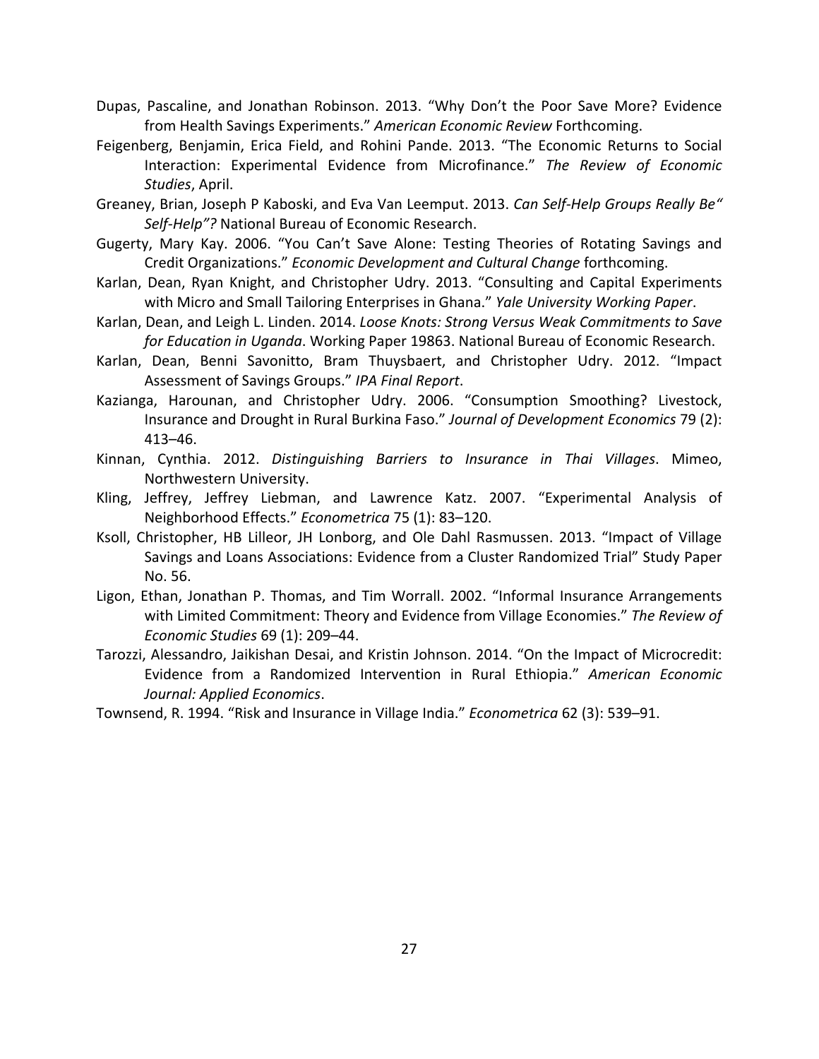Dupas, Pascaline, and Jonathan Robinson. 2013. "Why Don't the Poor Save More? Evidence from Health Savings Experiments." *American Economic Review* Forthcoming.

Feigenberg, Benjamin, Erica Field, and Rohini Pande. 2013. "The Economic Returns to Social Interaction: Experimental Evidence from Microfinance." *The Review of Economic Studies*, April.

Greaney, Brian, Joseph P Kaboski, and Eva Van Leemput. 2013. *Can Self-Help Groups Really Be" Self-Help"?* National Bureau of Economic Research.

Gugerty, Mary Kay. 2006. "You Can't Save Alone: Testing Theories of Rotating Savings and Credit Organizations." *Economic Development and Cultural Change* forthcoming.

Karlan, Dean, Ryan Knight, and Christopher Udry. 2013. "Consulting and Capital Experiments with Micro and Small Tailoring Enterprises in Ghana." *Yale University Working Paper*.

Karlan, Dean, and Leigh L. Linden. 2014. *Loose Knots: Strong Versus Weak Commitments to Save for Education in Uganda*. Working Paper 19863. National Bureau of Economic Research.

Karlan, Dean, Benni Savonitto, Bram Thuysbaert, and Christopher Udry. 2012. "Impact Assessment of Savings Groups." *IPA Final Report*.

Kazianga, Harounan, and Christopher Udry. 2006. "Consumption Smoothing? Livestock, Insurance and Drought in Rural Burkina Faso." *Journal of Development Economics* 79 (2): 413–46.

Kinnan, Cynthia. 2012. *Distinguishing Barriers to Insurance in Thai Villages*. Mimeo, Northwestern University.

Kling, Jeffrey, Jeffrey Liebman, and Lawrence Katz. 2007. "Experimental Analysis of Neighborhood Effects." *Econometrica* 75 (1): 83–120.

Ksoll, Christopher, HB Lilleor, JH Lonborg, and Ole Dahl Rasmussen. 2013. "Impact of Village Savings and Loans Associations: Evidence from a Cluster Randomized Trial" Study Paper No. 56.

Ligon, Ethan, Jonathan P. Thomas, and Tim Worrall. 2002. "Informal Insurance Arrangements with Limited Commitment: Theory and Evidence from Village Economies." *The Review of Economic Studies* 69 (1): 209–44.

Tarozzi, Alessandro, Jaikishan Desai, and Kristin Johnson. 2014. "On the Impact of Microcredit: Evidence from a Randomized Intervention in Rural Ethiopia." *American Economic Journal: Applied Economics*.

Townsend, R. 1994. "Risk and Insurance in Village India." *Econometrica* 62 (3): 539–91.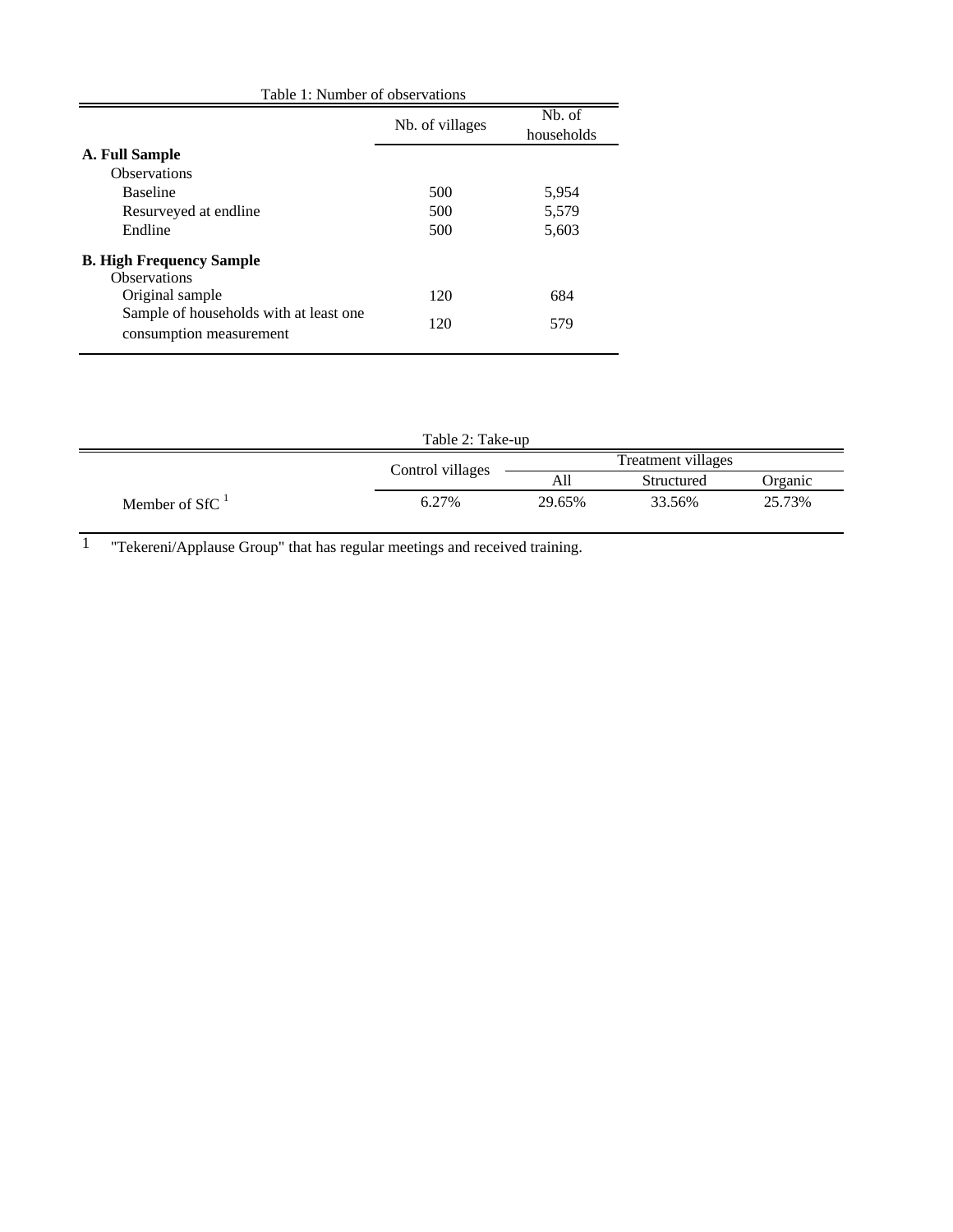Table 1: Number of observations

| | Nb. of villages | Nb. of households |
|---|---|---|
| **A. Full Sample** | | |
| Observations | | |
| Baseline | 500 | 5,954 |
| Resurveyed at endline | 500 | 5,579 |
| Endline | 500 | 5,603 |
| **B. High Frequency Sample** | | |
| Observations | | |
| Original sample | 120 | 684 |
| Sample of households with at least one consumption measurement | 120 | 579 |

Table 2: Take-up

| | Control villages | Treatment villages | | |
|---|---|---|---|---|
| | | All | Structured | Organic |
| Member of SfC [1] | 6.27% | 29.65% | 33.56% | 25.73% |

1 "Tekereni/Applause Group" that has regular meetings and received training.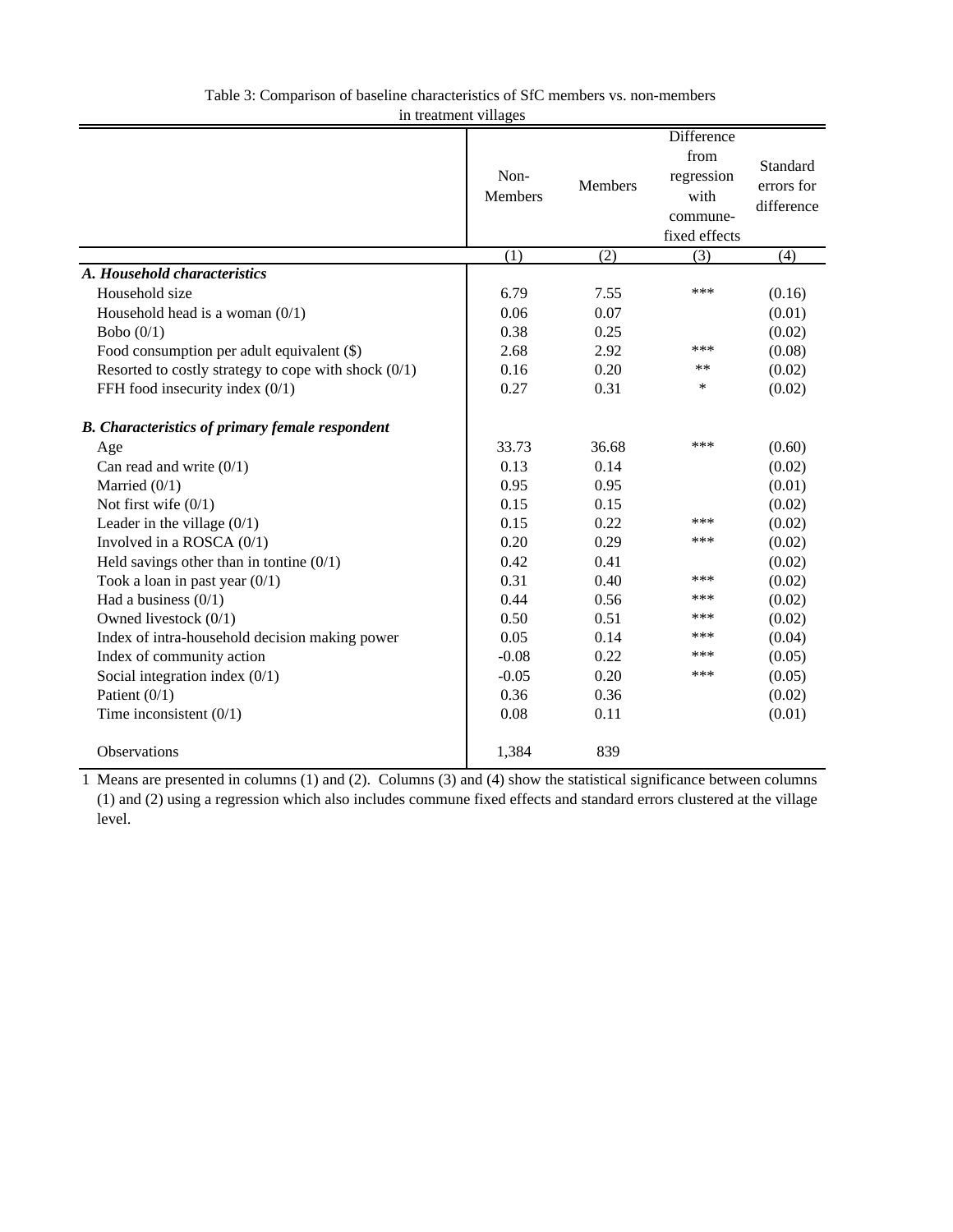Table 3: Comparison of baseline characteristics of SfC members vs. non-members in treatment villages

| | Non-Members | Members | Difference from regression with commune-fixed effects | Standard errors for difference |
|---|---|---|---|---|
| | (1) | (2) | (3) | (4) |
| ***A. Household characteristics*** | | | | |
| Household size | 6.79 | 7.55 | *** | (0.16) |
| Household head is a woman (0/1) | 0.06 | 0.07 | | (0.01) |
| Bobo (0/1) | 0.38 | 0.25 | | (0.02) |
| Food consumption per adult equivalent ($) | 2.68 | 2.92 | *** | (0.08) |
| Resorted to costly strategy to cope with shock (0/1) | 0.16 | 0.20 | ** | (0.02) |
| FFH food insecurity index (0/1) | 0.27 | 0.31 | * | (0.02) |
| ***B. Characteristics of primary female respondent*** | | | | |
| Age | 33.73 | 36.68 | *** | (0.60) |
| Can read and write (0/1) | 0.13 | 0.14 | | (0.02) |
| Married (0/1) | 0.95 | 0.95 | | (0.01) |
| Not first wife (0/1) | 0.15 | 0.15 | | (0.02) |
| Leader in the village (0/1) | 0.15 | 0.22 | *** | (0.02) |
| Involved in a ROSCA (0/1) | 0.20 | 0.29 | *** | (0.02) |
| Held savings other than in tontine (0/1) | 0.42 | 0.41 | | (0.02) |
| Took a loan in past year (0/1) | 0.31 | 0.40 | *** | (0.02) |
| Had a business (0/1) | 0.44 | 0.56 | *** | (0.02) |
| Owned livestock (0/1) | 0.50 | 0.51 | *** | (0.02) |
| Index of intra-household decision making power | 0.05 | 0.14 | *** | (0.04) |
| Index of community action | -0.08 | 0.22 | *** | (0.05) |
| Social integration index (0/1) | -0.05 | 0.20 | *** | (0.05) |
| Patient (0/1) | 0.36 | 0.36 | | (0.02) |
| Time inconsistent (0/1) | 0.08 | 0.11 | | (0.01) |
| Observations | 1,384 | 839 | | |

1 Means are presented in columns (1) and (2). Columns (3) and (4) show the statistical significance between columns (1) and (2) using a regression which also includes commune fixed effects and standard errors clustered at the village level.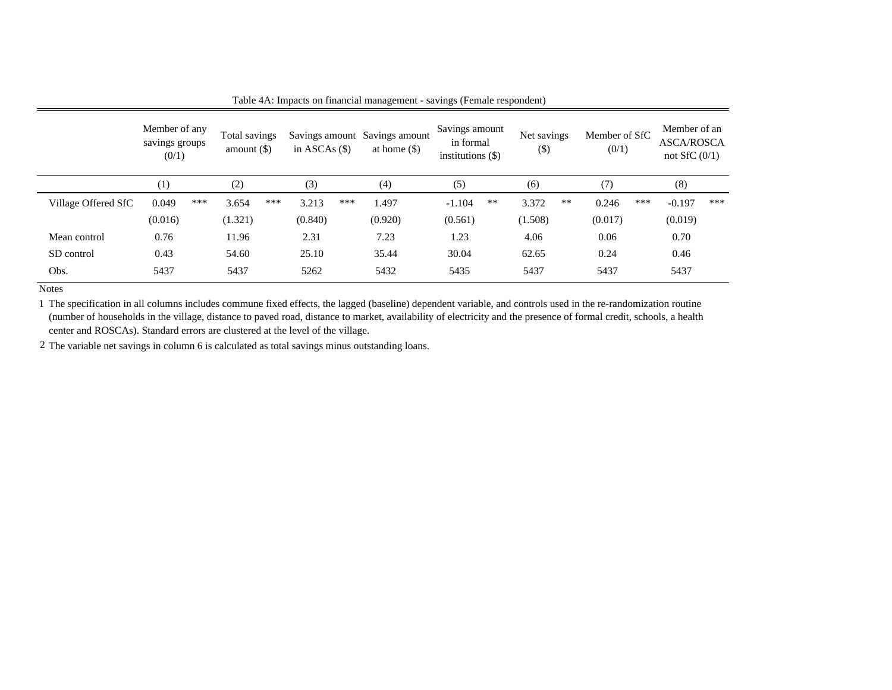Table 4A: Impacts on financial management - savings (Female respondent)

| | Member of any savings groups (0/1) | Total savings amount ($) | Savings amount in ASCAs ($) | Savings amount at home ($) | Savings amount in formal institutions ($) | Net savings ($) | Member of SfC (0/1) | Member of an ASCA/ROSCA not SfC (0/1) |
|---|---|---|---|---|---|---|---|---|
| | (1) | (2) | (3) | (4) | (5) | (6) | (7) | (8) |
| Village Offered SfC | 0.049 *** | 3.654 *** | 3.213 *** | 1.497 | -1.104 ** | 3.372 ** | 0.246 *** | -0.197 *** |
| | (0.016) | (1.321) | (0.840) | (0.920) | (0.561) | (1.508) | (0.017) | (0.019) |
| Mean control | 0.76 | 11.96 | 2.31 | 7.23 | 1.23 | 4.06 | 0.06 | 0.70 |
| SD control | 0.43 | 54.60 | 25.10 | 35.44 | 30.04 | 62.65 | 0.24 | 0.46 |
| Obs. | 5437 | 5437 | 5262 | 5432 | 5435 | 5437 | 5437 | 5437 |

Notes

1 The specification in all columns includes commune fixed effects, the lagged (baseline) dependent variable, and controls used in the re-randomization routine (number of households in the village, distance to paved road, distance to market, availability of electricity and the presence of formal credit, schools, a health center and ROSCAs). Standard errors are clustered at the level of the village.

2 The variable net savings in column 6 is calculated as total savings minus outstanding loans.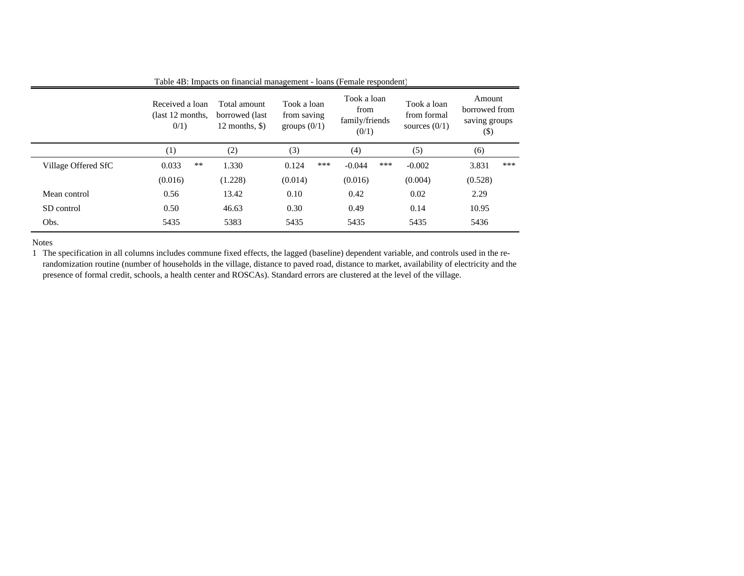Table 4B: Impacts on financial management - loans (Female respondent)

| | Received a loan (last 12 months, 0/1) | Total amount borrowed (last 12 months, $) | Took a loan from saving groups (0/1) | Took a loan from family/friends (0/1) | Took a loan from formal sources (0/1) | Amount borrowed from saving groups ($) |
|---|---|---|---|---|---|---|
| | (1) | (2) | (3) | (4) | (5) | (6) |
| Village Offered SfC | 0.033 ** | 1.330 | 0.124 *** | -0.044 *** | -0.002 | 3.831 *** |
| | (0.016) | (1.228) | (0.014) | (0.016) | (0.004) | (0.528) |
| Mean control | 0.56 | 13.42 | 0.10 | 0.42 | 0.02 | 2.29 |
| SD control | 0.50 | 46.63 | 0.30 | 0.49 | 0.14 | 10.95 |
| Obs. | 5435 | 5383 | 5435 | 5435 | 5435 | 5436 |

Notes

1 The specification in all columns includes commune fixed effects, the lagged (baseline) dependent variable, and controls used in the re-randomization routine (number of households in the village, distance to paved road, distance to market, availability of electricity and the presence of formal credit, schools, a health center and ROSCAs). Standard errors are clustered at the level of the village.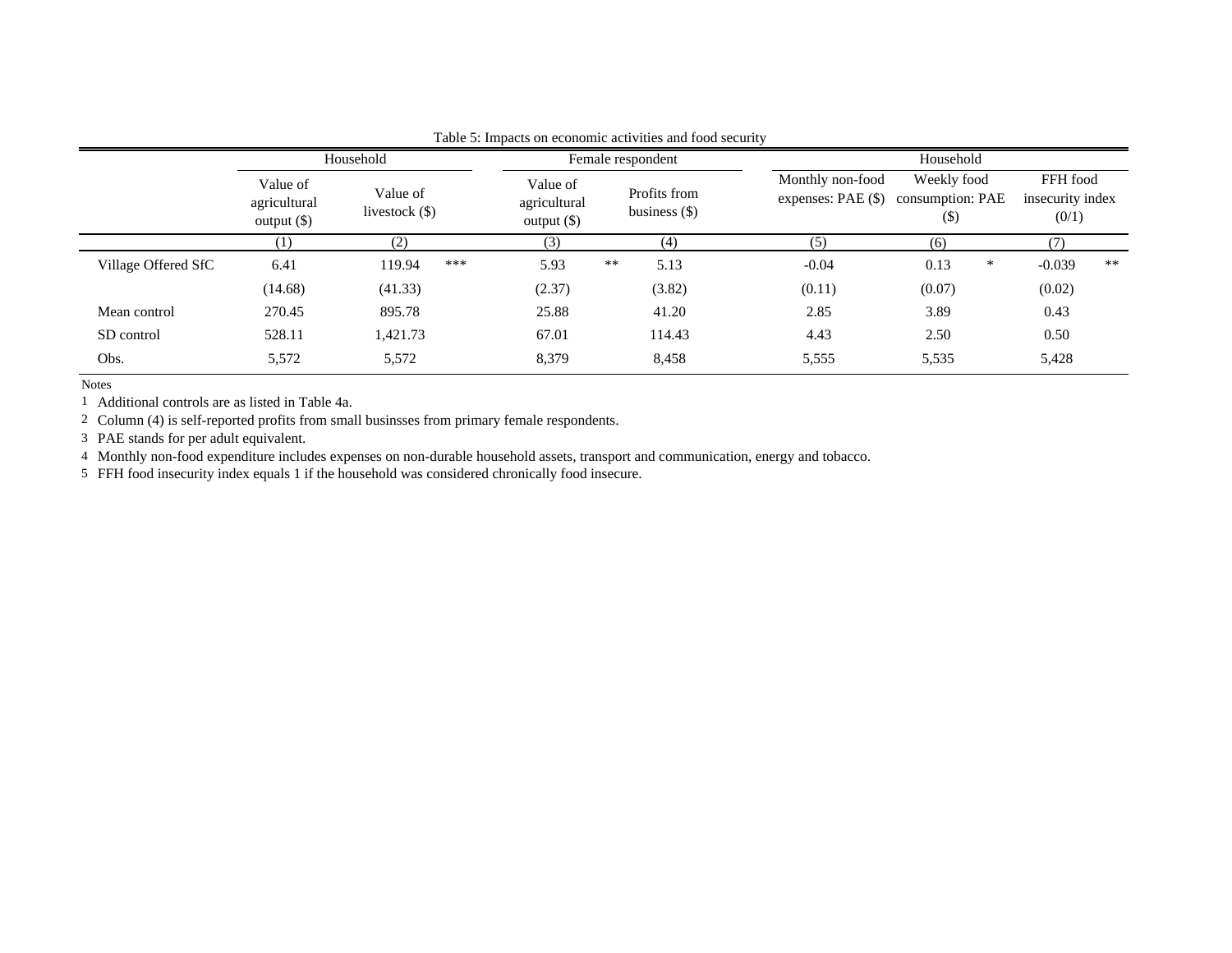Table 5: Impacts on economic activities and food security

| | Household | | Female respondent | | Household | | |
|---|---|---|---|---|---|---|---|
| | Value of agricultural output ($) | Value of livestock ($) | Value of agricultural output ($) | Profits from business ($) | Monthly non-food expenses: PAE ($) | Weekly food consumption: PAE ($) | FFH food insecurity index (0/1) |
| | (1) | (2) | (3) | (4) | (5) | (6) | (7) |
| Village Offered SfC | 6.41 | 119.94 *** | 5.93 ** | 5.13 | -0.04 | 0.13 * | -0.039 ** |
| | (14.68) | (41.33) | (2.37) | (3.82) | (0.11) | (0.07) | (0.02) |
| Mean control | 270.45 | 895.78 | 25.88 | 41.20 | 2.85 | 3.89 | 0.43 |
| SD control | 528.11 | 1,421.73 | 67.01 | 114.43 | 4.43 | 2.50 | 0.50 |
| Obs. | 5,572 | 5,572 | 8,379 | 8,458 | 5,555 | 5,535 | 5,428 |

Notes

1 Additional controls are as listed in Table 4a.

2 Column (4) is self-reported profits from small businsses from primary female respondents.

3 PAE stands for per adult equivalent.

4 Monthly non-food expenditure includes expenses on non-durable household assets, transport and communication, energy and tobacco.

5 FFH food insecurity index equals 1 if the household was considered chronically food insecure.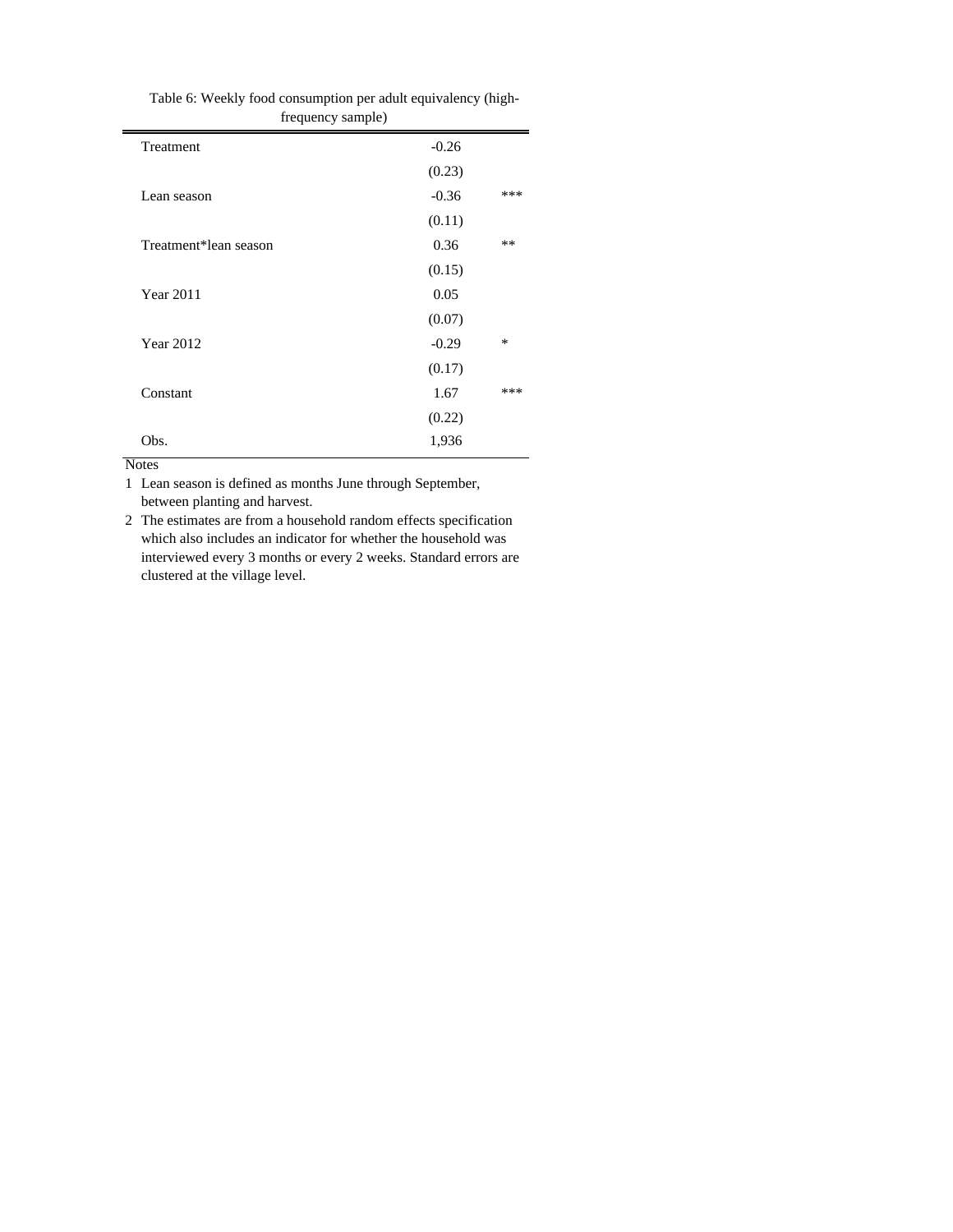Table 6: Weekly food consumption per adult equivalency (high-frequency sample)

| | | |
|---|---|---|
| Treatment | -0.26 | |
| | (0.23) | |
| Lean season | -0.36 | *** |
| | (0.11) | |
| Treatment*lean season | 0.36 | ** |
| | (0.15) | |
| Year 2011 | 0.05 | |
| | (0.07) | |
| Year 2012 | -0.29 | * |
| | (0.17) | |
| Constant | 1.67 | *** |
| | (0.22) | |
| Obs. | 1,936 | |

Notes

1 Lean season is defined as months June through September, between planting and harvest.

2 The estimates are from a household random effects specification which also includes an indicator for whether the household was interviewed every 3 months or every 2 weeks. Standard errors are clustered at the village level.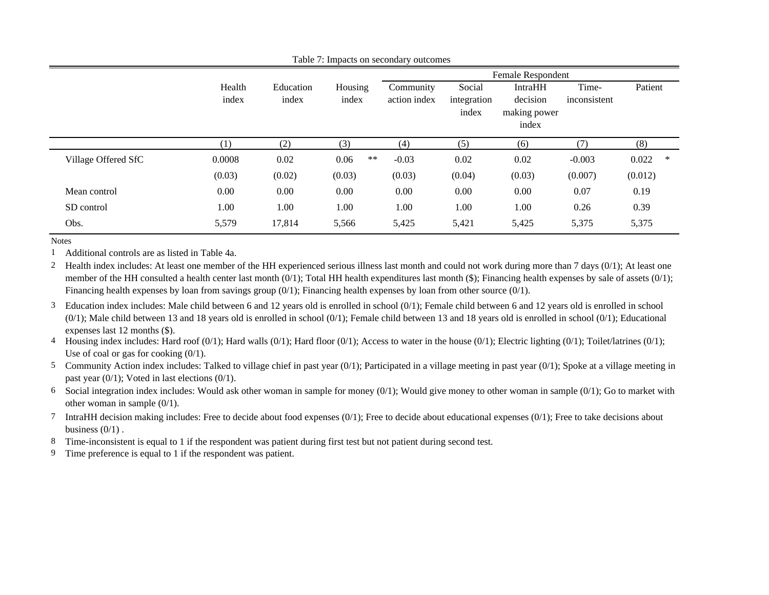Table 7: Impacts on secondary outcomes

| | Health index | Education index | Housing index | Female Respondent | | | | |
|---|---|---|---|---|---|---|---|---|
| | | | | Community action index | Social integration index | IntraHH decision making power index | Time-inconsistent | Patient |
| | (1) | (2) | (3) | (4) | (5) | (6) | (7) | (8) |
| Village Offered SfC | 0.0008 | 0.02 | 0.06 ** | -0.03 | 0.02 | 0.02 | -0.003 | 0.022 * |
| | (0.03) | (0.02) | (0.03) | (0.03) | (0.04) | (0.03) | (0.007) | (0.012) |
| Mean control | 0.00 | 0.00 | 0.00 | 0.00 | 0.00 | 0.00 | 0.07 | 0.19 |
| SD control | 1.00 | 1.00 | 1.00 | 1.00 | 1.00 | 1.00 | 0.26 | 0.39 |
| Obs. | 5,579 | 17,814 | 5,566 | 5,425 | 5,421 | 5,425 | 5,375 | 5,375 |

Notes

1. Additional controls are as listed in Table 4a.
2. Health index includes: At least one member of the HH experienced serious illness last month and could not work during more than 7 days (0/1); At least one member of the HH consulted a health center last month (0/1); Total HH health expenditures last month ($); Financing health expenses by sale of assets (0/1); Financing health expenses by loan from savings group (0/1); Financing health expenses by loan from other source (0/1).
3. Education index includes: Male child between 6 and 12 years old is enrolled in school (0/1); Female child between 6 and 12 years old is enrolled in school (0/1); Male child between 13 and 18 years old is enrolled in school (0/1); Female child between 13 and 18 years old is enrolled in school (0/1); Educational expenses last 12 months ($).
4. Housing index includes: Hard roof (0/1); Hard walls (0/1); Hard floor (0/1); Access to water in the house (0/1); Electric lighting (0/1); Toilet/latrines (0/1); Use of coal or gas for cooking (0/1).
5. Community Action index includes: Talked to village chief in past year (0/1); Participated in a village meeting in past year (0/1); Spoke at a village meeting in past year (0/1); Voted in last elections (0/1).
6. Social integration index includes: Would ask other woman in sample for money (0/1); Would give money to other woman in sample (0/1); Go to market with other woman in sample (0/1).
7. IntraHH decision making includes: Free to decide about food expenses (0/1); Free to decide about educational expenses (0/1); Free to take decisions about business (0/1) .
8. Time-inconsistent is equal to 1 if the respondent was patient during first test but not patient during second test.
9. Time preference is equal to 1 if the respondent was patient.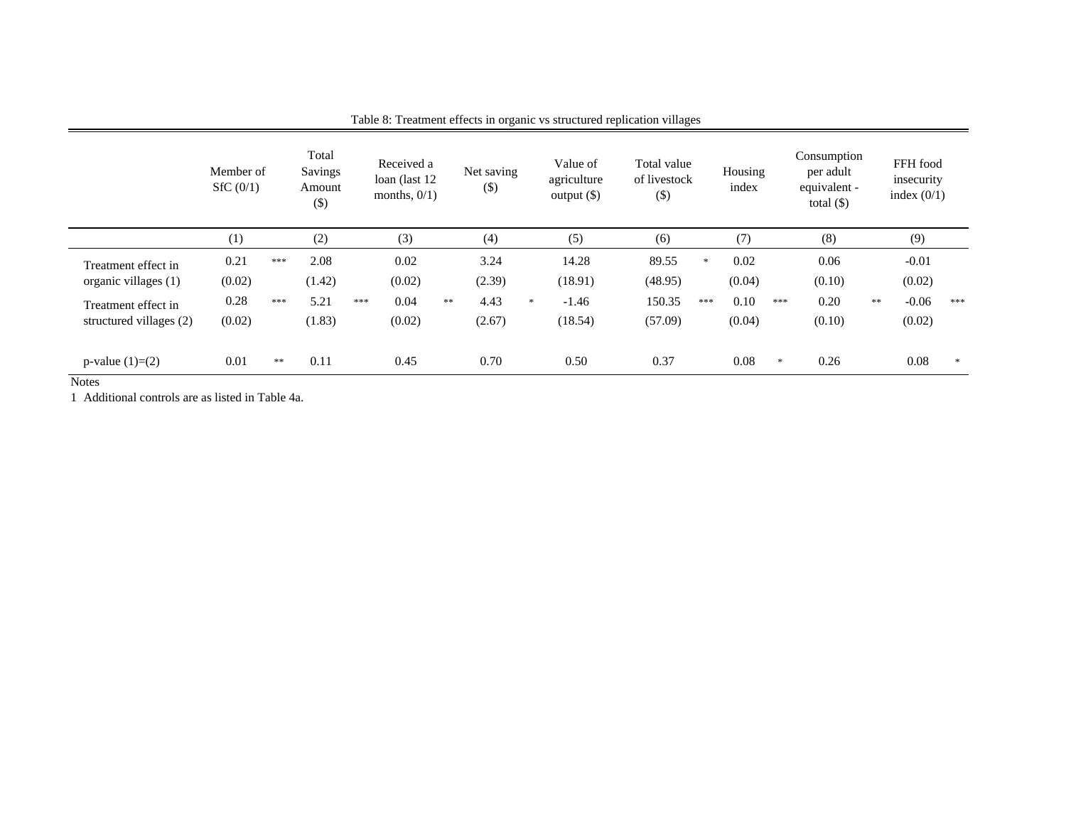Table 8: Treatment effects in organic vs structured replication villages

| | Member of SfC (0/1) | Total Savings Amount ($) | Received a loan (last 12 months, 0/1) | Net saving ($) | Value of agriculture output ($) | Total value of livestock ($) | Housing index | Consumption per adult equivalent - total ($) | FFH food insecurity index (0/1) |
|---|---|---|---|---|---|---|---|---|---|
| | (1) | (2) | (3) | (4) | (5) | (6) | (7) | (8) | (9) |
| Treatment effect in organic villages (1) | 0.21 *** | 2.08 | 0.02 | 3.24 | 14.28 | 89.55 * | 0.02 | 0.06 | -0.01 |
| | (0.02) | (1.42) | (0.02) | (2.39) | (18.91) | (48.95) | (0.04) | (0.10) | (0.02) |
| Treatment effect in structured villages (2) | 0.28 *** | 5.21 *** | 0.04 ** | 4.43 * | -1.46 | 150.35 *** | 0.10 *** | 0.20 ** | -0.06 *** |
| | (0.02) | (1.83) | (0.02) | (2.67) | (18.54) | (57.09) | (0.04) | (0.10) | (0.02) |
| p-value (1)=(2) | 0.01 ** | 0.11 | 0.45 | 0.70 | 0.50 | 0.37 | 0.08 * | 0.26 | 0.08 * |

Notes

1 Additional controls are as listed in Table 4a.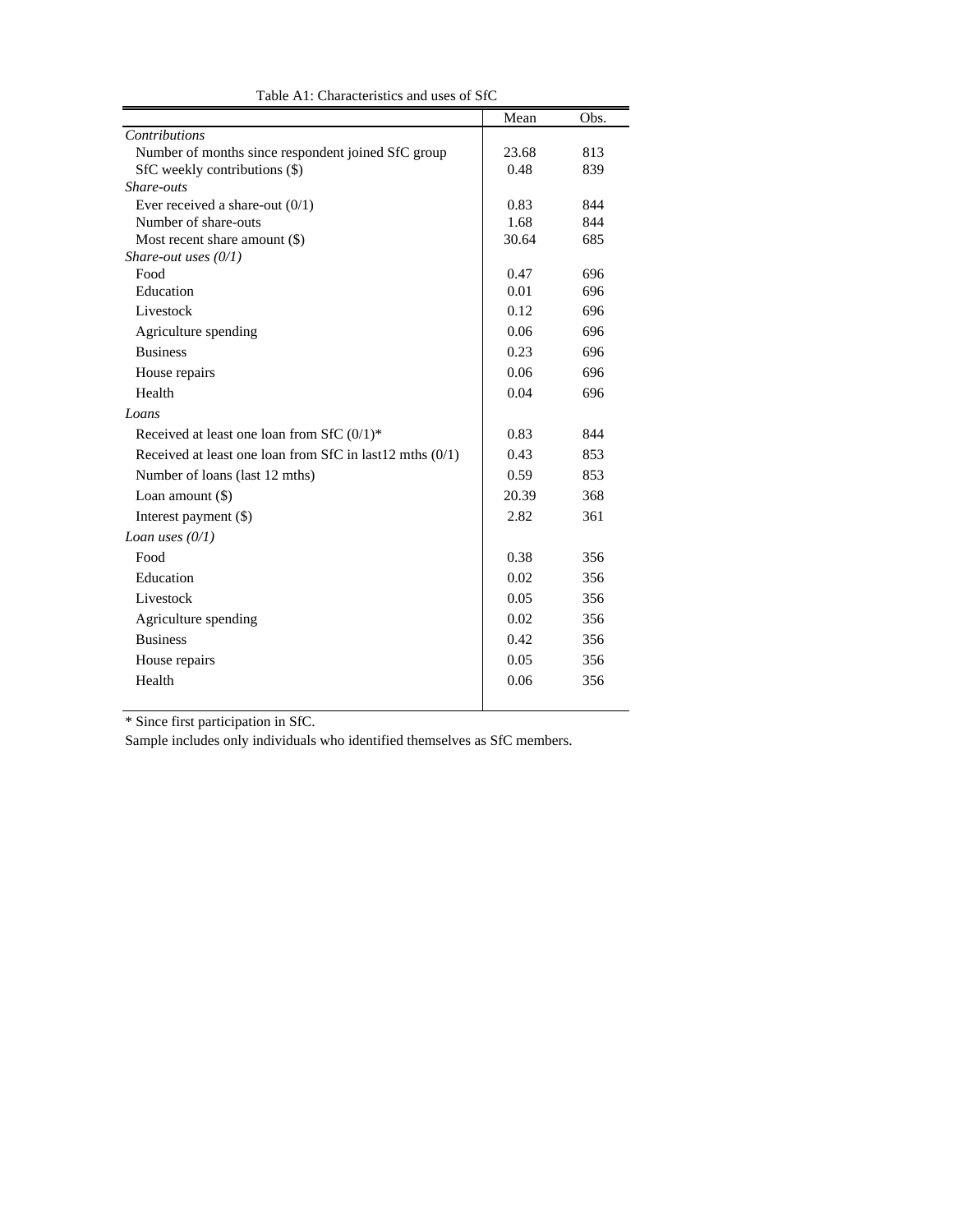Table A1: Characteristics and uses of SfC

| | Mean | Obs. |
|---|---|---|
| *Contributions* | | |
| Number of months since respondent joined SfC group | 23.68 | 813 |
| SfC weekly contributions ($) | 0.48 | 839 |
| *Share-outs* | | |
| Ever received a share-out (0/1) | 0.83 | 844 |
| Number of share-outs | 1.68 | 844 |
| Most recent share amount ($) | 30.64 | 685 |
| *Share-out uses (0/1)* | | |
| Food | 0.47 | 696 |
| Education | 0.01 | 696 |
| Livestock | 0.12 | 696 |
| Agriculture spending | 0.06 | 696 |
| Business | 0.23 | 696 |
| House repairs | 0.06 | 696 |
| Health | 0.04 | 696 |
| *Loans* | | |
| Received at least one loan from SfC (0/1)* | 0.83 | 844 |
| Received at least one loan from SfC in last12 mths (0/1) | 0.43 | 853 |
| Number of loans (last 12 mths) | 0.59 | 853 |
| Loan amount ($) | 20.39 | 368 |
| Interest payment ($) | 2.82 | 361 |
| *Loan uses (0/1)* | | |
| Food | 0.38 | 356 |
| Education | 0.02 | 356 |
| Livestock | 0.05 | 356 |
| Agriculture spending | 0.02 | 356 |
| Business | 0.42 | 356 |
| House repairs | 0.05 | 356 |
| Health | 0.06 | 356 |

* Since first participation in SfC.

Sample includes only individuals who identified themselves as SfC members.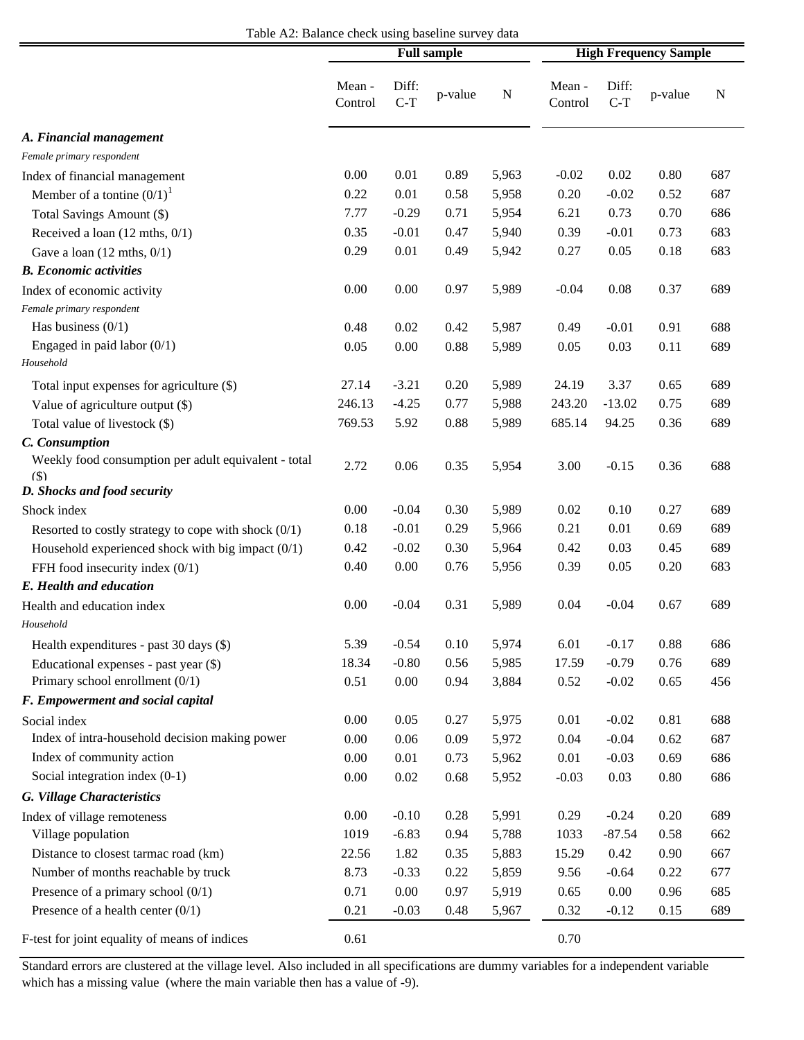Table A2: Balance check using baseline survey data

| | Full sample | | | | High Frequency Sample | | | |
|---|---|---|---|---|---|---|---|---|
| | Mean - Control | Diff: C-T | p-value | N | Mean - Control | Diff: C-T | p-value | N |
| ***A. Financial management*** | | | | | | | | |
| *Female primary respondent* | | | | | | | | |
| Index of financial management | 0.00 | 0.01 | 0.89 | 5,963 | -0.02 | 0.02 | 0.80 | 687 |
| Member of a tontine (0/1)[1] | 0.22 | 0.01 | 0.58 | 5,958 | 0.20 | -0.02 | 0.52 | 687 |
| Total Savings Amount ($) | 7.77 | -0.29 | 0.71 | 5,954 | 6.21 | 0.73 | 0.70 | 686 |
| Received a loan (12 mths, 0/1) | 0.35 | -0.01 | 0.47 | 5,940 | 0.39 | -0.01 | 0.73 | 683 |
| Gave a loan (12 mths, 0/1) | 0.29 | 0.01 | 0.49 | 5,942 | 0.27 | 0.05 | 0.18 | 683 |
| ***B. Economic activities*** | | | | | | | | |
| Index of economic activity | 0.00 | 0.00 | 0.97 | 5,989 | -0.04 | 0.08 | 0.37 | 689 |
| *Female primary respondent* | | | | | | | | |
| Has business (0/1) | 0.48 | 0.02 | 0.42 | 5,987 | 0.49 | -0.01 | 0.91 | 688 |
| Engaged in paid labor (0/1) | 0.05 | 0.00 | 0.88 | 5,989 | 0.05 | 0.03 | 0.11 | 689 |
| *Household* | | | | | | | | |
| Total input expenses for agriculture ($) | 27.14 | -3.21 | 0.20 | 5,989 | 24.19 | 3.37 | 0.65 | 689 |
| Value of agriculture output ($) | 246.13 | -4.25 | 0.77 | 5,988 | 243.20 | -13.02 | 0.75 | 689 |
| Total value of livestock ($) | 769.53 | 5.92 | 0.88 | 5,989 | 685.14 | 94.25 | 0.36 | 689 |
| ***C. Consumption*** | | | | | | | | |
| Weekly food consumption per adult equivalent - total ($) | 2.72 | 0.06 | 0.35 | 5,954 | 3.00 | -0.15 | 0.36 | 688 |
| ***D. Shocks and food security*** | | | | | | | | |
| Shock index | 0.00 | -0.04 | 0.30 | 5,989 | 0.02 | 0.10 | 0.27 | 689 |
| Resorted to costly strategy to cope with shock (0/1) | 0.18 | -0.01 | 0.29 | 5,966 | 0.21 | 0.01 | 0.69 | 689 |
| Household experienced shock with big impact (0/1) | 0.42 | -0.02 | 0.30 | 5,964 | 0.42 | 0.03 | 0.45 | 689 |
| FFH food insecurity index (0/1) | 0.40 | 0.00 | 0.76 | 5,956 | 0.39 | 0.05 | 0.20 | 683 |
| ***E. Health and education*** | | | | | | | | |
| Health and education index | 0.00 | -0.04 | 0.31 | 5,989 | 0.04 | -0.04 | 0.67 | 689 |
| *Household* | | | | | | | | |
| Health expenditures - past 30 days ($) | 5.39 | -0.54 | 0.10 | 5,974 | 6.01 | -0.17 | 0.88 | 686 |
| Educational expenses - past year ($) | 18.34 | -0.80 | 0.56 | 5,985 | 17.59 | -0.79 | 0.76 | 689 |
| Primary school enrollment (0/1) | 0.51 | 0.00 | 0.94 | 3,884 | 0.52 | -0.02 | 0.65 | 456 |
| ***F. Empowerment and social capital*** | | | | | | | | |
| Social index | 0.00 | 0.05 | 0.27 | 5,975 | 0.01 | -0.02 | 0.81 | 688 |
| Index of intra-household decision making power | 0.00 | 0.06 | 0.09 | 5,972 | 0.04 | -0.04 | 0.62 | 687 |
| Index of community action | 0.00 | 0.01 | 0.73 | 5,962 | 0.01 | -0.03 | 0.69 | 686 |
| Social integration index (0-1) | 0.00 | 0.02 | 0.68 | 5,952 | -0.03 | 0.03 | 0.80 | 686 |
| ***G. Village Characteristics*** | | | | | | | | |
| Index of village remoteness | 0.00 | -0.10 | 0.28 | 5,991 | 0.29 | -0.24 | 0.20 | 689 |
| Village population | 1019 | -6.83 | 0.94 | 5,788 | 1033 | -87.54 | 0.58 | 662 |
| Distance to closest tarmac road (km) | 22.56 | 1.82 | 0.35 | 5,883 | 15.29 | 0.42 | 0.90 | 667 |
| Number of months reachable by truck | 8.73 | -0.33 | 0.22 | 5,859 | 9.56 | -0.64 | 0.22 | 677 |
| Presence of a primary school (0/1) | 0.71 | 0.00 | 0.97 | 5,919 | 0.65 | 0.00 | 0.96 | 685 |
| Presence of a health center (0/1) | 0.21 | -0.03 | 0.48 | 5,967 | 0.32 | -0.12 | 0.15 | 689 |
| F-test for joint equality of means of indices | 0.61 | | | | 0.70 | | | |

Standard errors are clustered at the village level. Also included in all specifications are dummy variables for a independent variable which has a missing value (where the main variable then has a value of -9).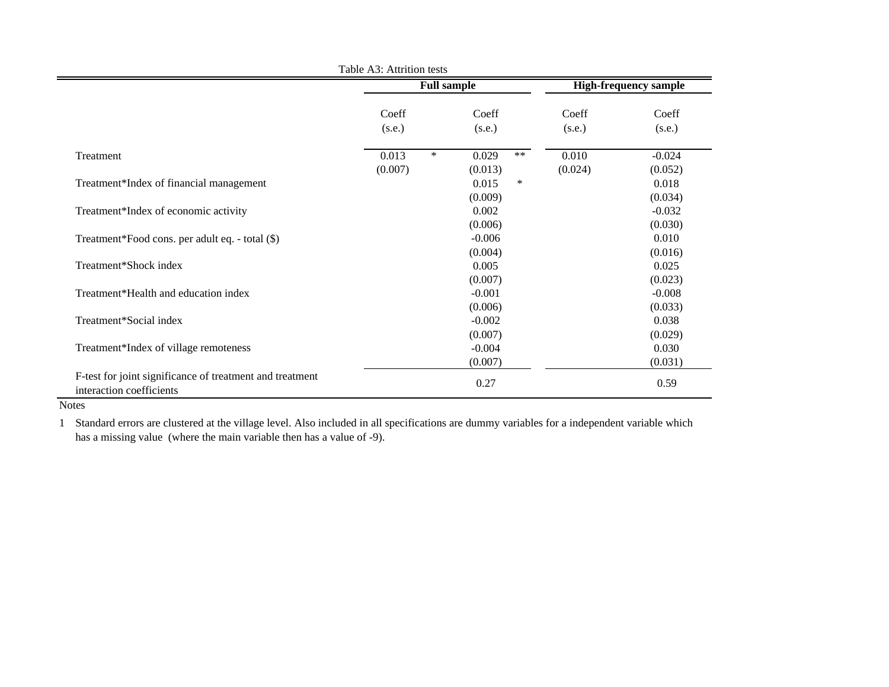Table A3: Attrition tests

| | Full sample | | High-frequency sample | |
|---|---|---|---|---|
| | Coeff (s.e.) | Coeff (s.e.) | Coeff (s.e.) | Coeff (s.e.) |
| Treatment | 0.013 * | 0.029 ** | 0.010 | -0.024 |
| | (0.007) | (0.013) | (0.024) | (0.052) |
| Treatment*Index of financial management | | 0.015 * | | 0.018 |
| | | (0.009) | | (0.034) |
| Treatment*Index of economic activity | | 0.002 | | -0.032 |
| | | (0.006) | | (0.030) |
| Treatment*Food cons. per adult eq. - total ($) | | -0.006 | | 0.010 |
| | | (0.004) | | (0.016) |
| Treatment*Shock index | | 0.005 | | 0.025 |
| | | (0.007) | | (0.023) |
| Treatment*Health and education index | | -0.001 | | -0.008 |
| | | (0.006) | | (0.033) |
| Treatment*Social index | | -0.002 | | 0.038 |
| | | (0.007) | | (0.029) |
| Treatment*Index of village remoteness | | -0.004 | | 0.030 |
| | | (0.007) | | (0.031) |
| F-test for joint significance of treatment and treatment interaction coefficients | | 0.27 | | 0.59 |

Notes

1 Standard errors are clustered at the village level. Also included in all specifications are dummy variables for a independent variable which has a missing value (where the main variable then has a value of -9).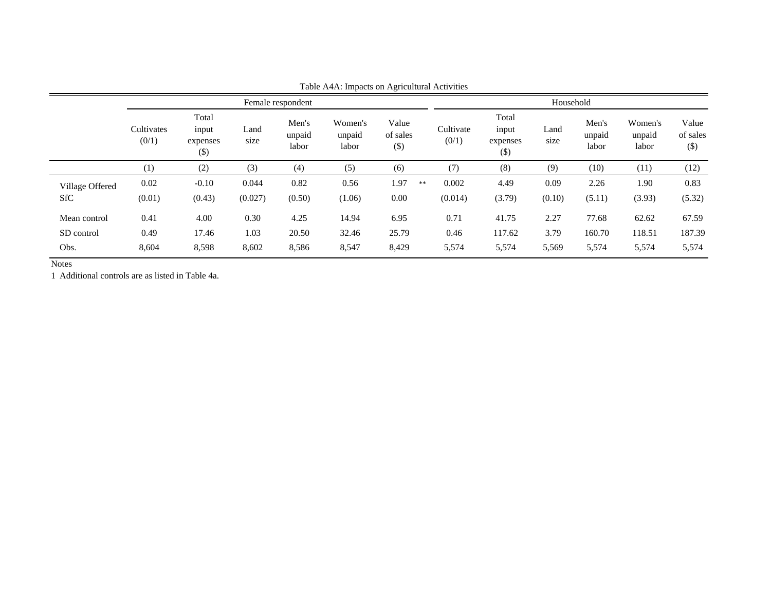Table A4A: Impacts on Agricultural Activities

| | Female respondent | | | | | | Household | | | | | |
|---|---|---|---|---|---|---|---|---|---|---|---|---|
| | Cultivates (0/1) | Total input expenses ($) | Land size | Men's unpaid labor | Women's unpaid labor | Value of sales ($) | Cultivate (0/1) | Total input expenses ($) | Land size | Men's unpaid labor | Women's unpaid labor | Value of sales ($) |
| | (1) | (2) | (3) | (4) | (5) | (6) | (7) | (8) | (9) | (10) | (11) | (12) |
| Village Offered SfC | 0.02 | -0.10 | 0.044 | 0.82 | 0.56 | 1.97 ** | 0.002 | 4.49 | 0.09 | 2.26 | 1.90 | 0.83 |
| | (0.01) | (0.43) | (0.027) | (0.50) | (1.06) | 0.00 | (0.014) | (3.79) | (0.10) | (5.11) | (3.93) | (5.32) |
| Mean control | 0.41 | 4.00 | 0.30 | 4.25 | 14.94 | 6.95 | 0.71 | 41.75 | 2.27 | 77.68 | 62.62 | 67.59 |
| SD control | 0.49 | 17.46 | 1.03 | 20.50 | 32.46 | 25.79 | 0.46 | 117.62 | 3.79 | 160.70 | 118.51 | 187.39 |
| Obs. | 8,604 | 8,598 | 8,602 | 8,586 | 8,547 | 8,429 | 5,574 | 5,574 | 5,569 | 5,574 | 5,574 | 5,574 |

Notes

1 Additional controls are as listed in Table 4a.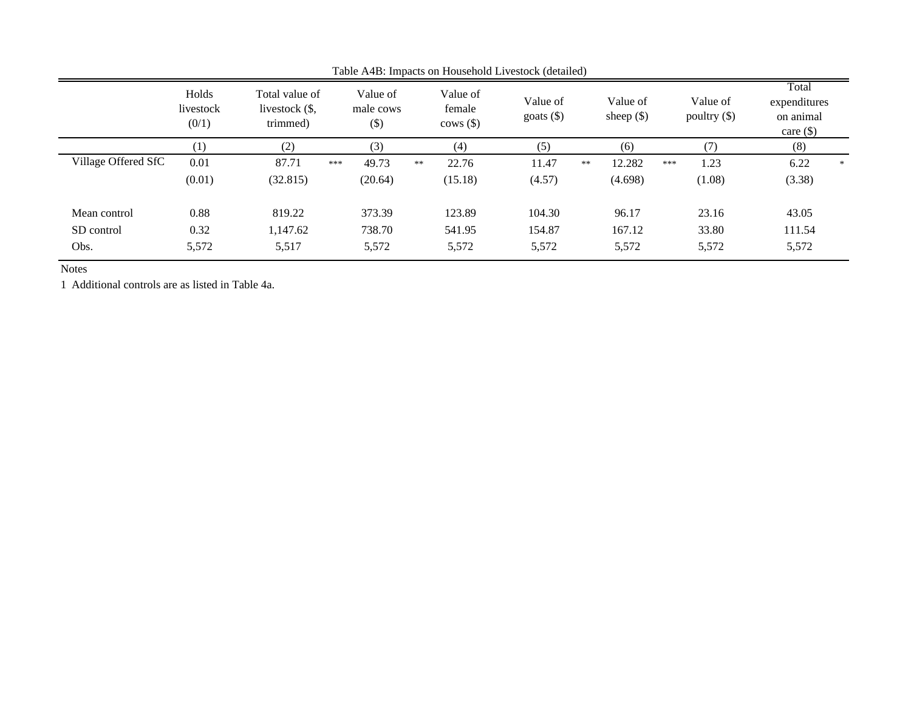Table A4B: Impacts on Household Livestock (detailed)

| | Holds livestock (0/1) | Total value of livestock ($, trimmed) | Value of male cows ($) | Value of female cows ($) | Value of goats ($) | Value of sheep ($) | Value of poultry ($) | Total expenditures on animal care ($) |
|---|---|---|---|---|---|---|---|---|
| | (1) | (2) | (3) | (4) | (5) | (6) | (7) | (8) |
| Village Offered SfC | 0.01 | 87.71 *** | 49.73 ** | 22.76 | 11.47 ** | 12.282 *** | 1.23 | 6.22 * |
| | (0.01) | (32.815) | (20.64) | (15.18) | (4.57) | (4.698) | (1.08) | (3.38) |
| Mean control | 0.88 | 819.22 | 373.39 | 123.89 | 104.30 | 96.17 | 23.16 | 43.05 |
| SD control | 0.32 | 1,147.62 | 738.70 | 541.95 | 154.87 | 167.12 | 33.80 | 111.54 |
| Obs. | 5,572 | 5,517 | 5,572 | 5,572 | 5,572 | 5,572 | 5,572 | 5,572 |

Notes

1 Additional controls are as listed in Table 4a.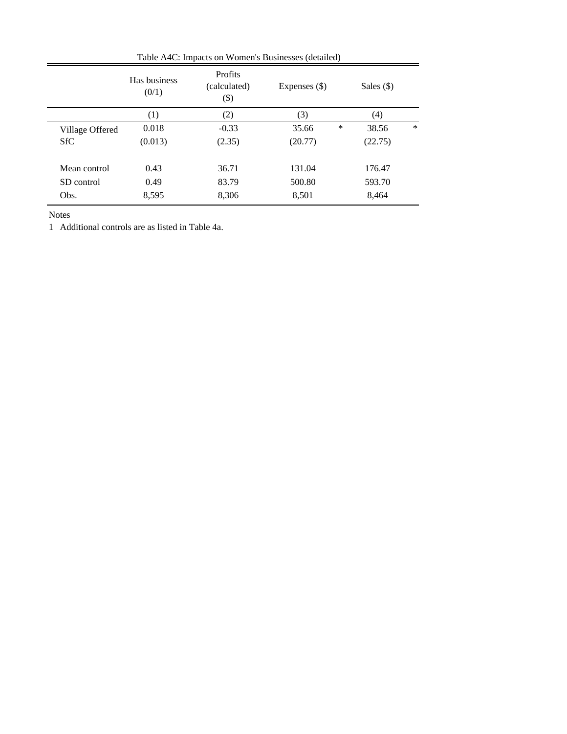Table A4C: Impacts on Women's Businesses (detailed)

| | Has business (0/1) | Profits (calculated) ($) | Expenses ($) | Sales ($) |
|---|---|---|---|---|
| | (1) | (2) | (3) | (4) |
| Village Offered SfC | 0.018 | -0.33 | 35.66 * | 38.56 * |
| | (0.013) | (2.35) | (20.77) | (22.75) |
| Mean control | 0.43 | 36.71 | 131.04 | 176.47 |
| SD control | 0.49 | 83.79 | 500.80 | 593.70 |
| Obs. | 8,595 | 8,306 | 8,501 | 8,464 |

Notes

1 Additional controls are as listed in Table 4a.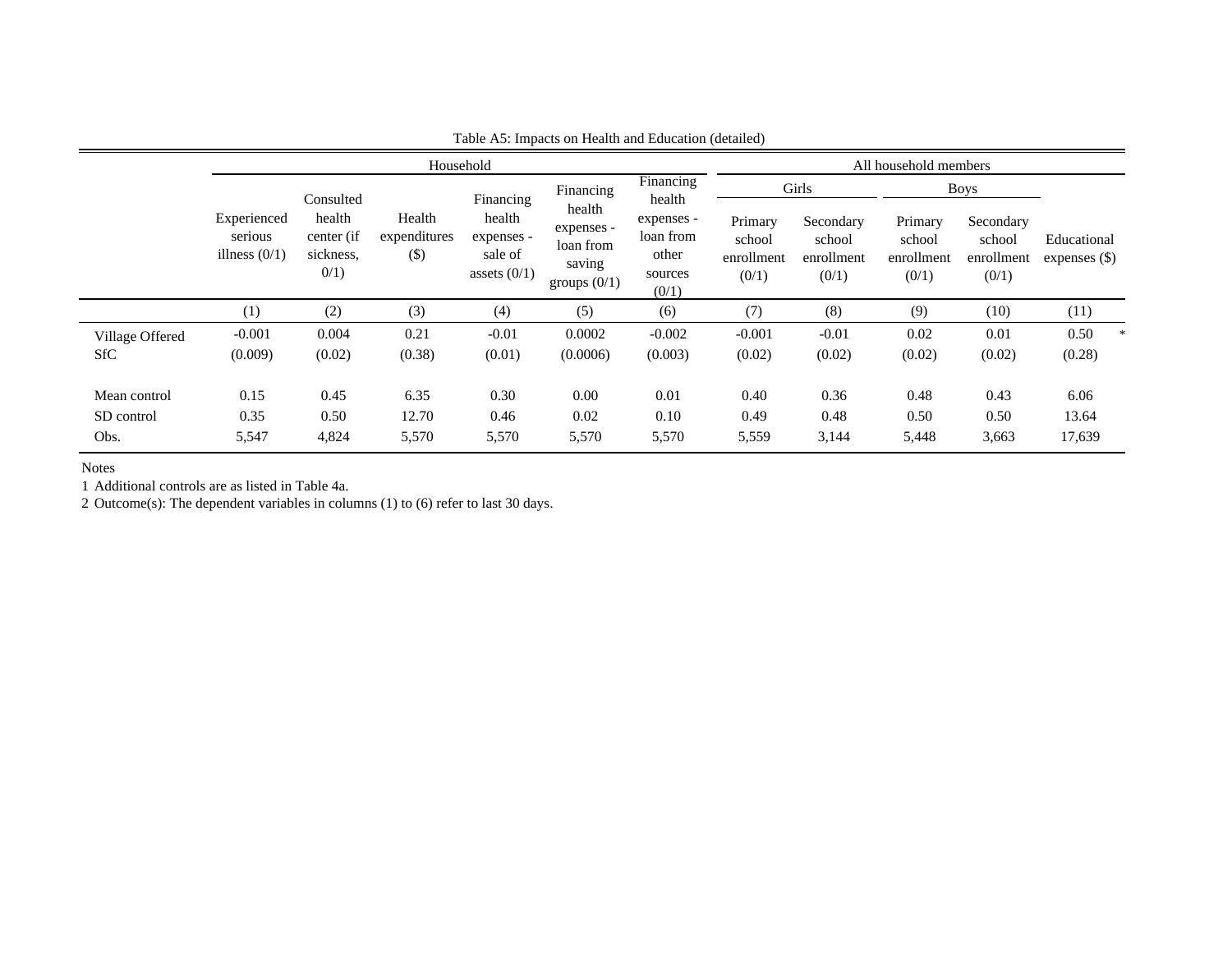Table A5: Impacts on Health and Education (detailed)

| | Household | | | | | | All household members | | | | |
|---|---|---|---|---|---|---|---|---|---|---|---|
| | | | | | | | Girls | | Boys | | |
| | Experienced serious illness (0/1) | Consulted health center (if sickness, 0/1) | Health expenditures ($) | Financing health expenses - sale of assets (0/1) | Financing health expenses - loan from saving groups (0/1) | Financing health expenses - loan from other sources (0/1) | Primary school enrollment (0/1) | Secondary school enrollment (0/1) | Primary school enrollment (0/1) | Secondary school enrollment (0/1) | Educational expenses ($) |
| | (1) | (2) | (3) | (4) | (5) | (6) | (7) | (8) | (9) | (10) | (11) |
| Village Offered SfC | -0.001 | 0.004 | 0.21 | -0.01 | 0.0002 | -0.002 | -0.001 | -0.01 | 0.02 | 0.01 | 0.50 * |
| | (0.009) | (0.02) | (0.38) | (0.01) | (0.0006) | (0.003) | (0.02) | (0.02) | (0.02) | (0.02) | (0.28) |
| Mean control | 0.15 | 0.45 | 6.35 | 0.30 | 0.00 | 0.01 | 0.40 | 0.36 | 0.48 | 0.43 | 6.06 |
| SD control | 0.35 | 0.50 | 12.70 | 0.46 | 0.02 | 0.10 | 0.49 | 0.48 | 0.50 | 0.50 | 13.64 |
| Obs. | 5,547 | 4,824 | 5,570 | 5,570 | 5,570 | 5,570 | 5,559 | 3,144 | 5,448 | 3,663 | 17,639 |

Notes

1 Additional controls are as listed in Table 4a.

2 Outcome(s): The dependent variables in columns (1) to (6) refer to last 30 days.